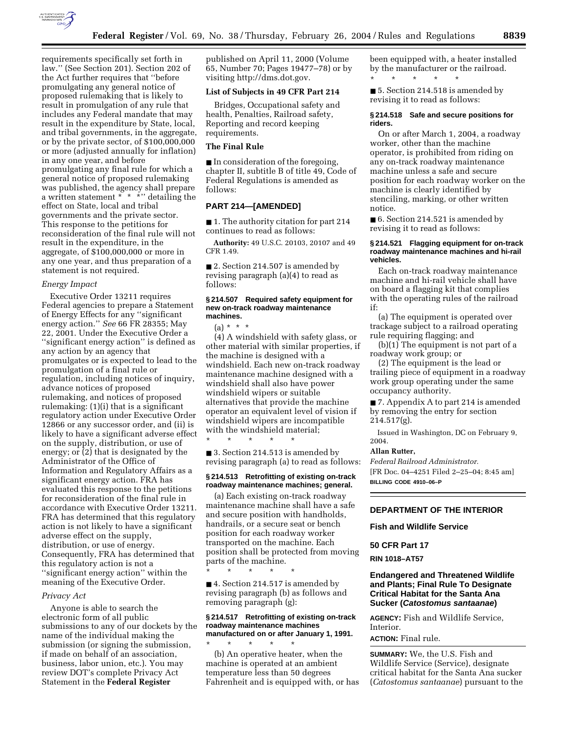requirements specifically set forth in law.'' (See Section 201). Section 202 of the Act further requires that ''before promulgating any general notice of proposed rulemaking that is likely to result in promulgation of any rule that includes any Federal mandate that may result in the expenditure by State, local, and tribal governments, in the aggregate, or by the private sector, of $100,000,000 or more (adjusted annually for inflation) in any one year, and before promulgating any final rule for which a general notice of proposed rulemaking was published, the agency shall prepare a written statement * * *'' detailing the effect on State, local and tribal governments and the private sector. This response to the petitions for reconsideration of the final rule will not result in the expenditure, in the aggregate, of $100,000,000 or more in any one year, and thus preparation of a statement is not required.

*Energy Impact*

Executive Order 13211 requires Federal agencies to prepare a Statement of Energy Effects for any ''significant energy action.'' *See* 66 FR 28355; May 22, 2001. Under the Executive Order a ''significant energy action'' is defined as any action by an agency that promulgates or is expected to lead to the promulgation of a final rule or regulation, including notices of inquiry, advance notices of proposed rulemaking, and notices of proposed rulemaking: (1)(i) that is a significant regulatory action under Executive Order 12866 or any successor order, and (ii) is likely to have a significant adverse effect on the supply, distribution, or use of energy; or (2) that is designated by the Administrator of the Office of Information and Regulatory Affairs as a significant energy action. FRA has evaluated this response to the petitions for reconsideration of the final rule in accordance with Executive Order 13211. FRA has determined that this regulatory action is not likely to have a significant adverse effect on the supply, distribution, or use of energy. Consequently, FRA has determined that this regulatory action is not a ''significant energy action'' within the meaning of the Executive Order.

*Privacy Act*

Anyone is able to search the electronic form of all public submissions to any of our dockets by the name of the individual making the submission (or signing the submission, if made on behalf of an association, business, labor union, etc.). You may review DOT's complete Privacy Act Statement in the **Federal Register** published on April 11, 2000 (Volume 65, Number 70; Pages 19477–78) or by visiting http://dms.dot.gov.

**List of Subjects in 49 CFR Part 214**

Bridges, Occupational safety and health, Penalties, Railroad safety, Reporting and record keeping requirements.

**The Final Rule**

■ In consideration of the foregoing, chapter II, subtitle B of title 49, Code of Federal Regulations is amended as follows:

## PART 214—[AMENDED]

■ 1. The authority citation for part 214 continues to read as follows:

**Authority:** 49 U.S.C. 20103, 20107 and 49 CFR 1.49.

■ 2. Section 214.507 is amended by revising paragraph (a)(4) to read as follows:

**§ 214.507 Required safety equipment for new on-track roadway maintenance machines.**

(a) * * *

(4) A windshield with safety glass, or other material with similar properties, if the machine is designed with a windshield. Each new on-track roadway maintenance machine designed with a windshield shall also have power windshield wipers or suitable alternatives that provide the machine operator an equivalent level of vision if windshield wipers are incompatible with the windshield material;

\* \* \* \* \*

■ 3. Section 214.513 is amended by revising paragraph (a) to read as follows:

**§ 214.513 Retrofitting of existing on-track roadway maintenance machines; general.**

(a) Each existing on-track roadway maintenance machine shall have a safe and secure position with handholds, handrails, or a secure seat or bench position for each roadway worker transported on the machine. Each position shall be protected from moving parts of the machine.

\* \* \* \* \*

■ 4. Section 214.517 is amended by revising paragraph (b) as follows and removing paragraph (g):

**§ 214.517 Retrofitting of existing on-track roadway maintenance machines manufactured on or after January 1, 1991.**

\* \* \* \* \*

(b) An operative heater, when the machine is operated at an ambient temperature less than 50 degrees Fahrenheit and is equipped with, or has been equipped with, a heater installed by the manufacturer or the railroad.

\* \* \* \* \*

■ 5. Section 214.518 is amended by revising it to read as follows:

**§ 214.518 Safe and secure positions for riders.**

On or after March 1, 2004, a roadway worker, other than the machine operator, is prohibited from riding on any on-track roadway maintenance machine unless a safe and secure position for each roadway worker on the machine is clearly identified by stenciling, marking, or other written notice.

■ 6. Section 214.521 is amended by revising it to read as follows:

**§ 214.521 Flagging equipment for on-track roadway maintenance machines and hi-rail vehicles.**

Each on-track roadway maintenance machine and hi-rail vehicle shall have on board a flagging kit that complies with the operating rules of the railroad if:

(a) The equipment is operated over trackage subject to a railroad operating rule requiring flagging; and

(b)(1) The equipment is not part of a roadway work group; or

(2) The equipment is the lead or trailing piece of equipment in a roadway work group operating under the same occupancy authority.

■ 7. Appendix A to part 214 is amended by removing the entry for section 214.517(g).

Issued in Washington, DC on February 9, 2004.

**Allan Rutter,**

*Federal Railroad Administrator.*

[FR Doc. 04–4251 Filed 2–25–04; 8:45 am]

**BILLING CODE 4910–06–P**

---

## DEPARTMENT OF THE INTERIOR

### Fish and Wildlife Service

### 50 CFR Part 17

**RIN 1018–AT57**

### Endangered and Threatened Wildlife and Plants; Final Rule To Designate Critical Habitat for the Santa Ana Sucker (*Catostomus santaanae*)

**AGENCY:** Fish and Wildlife Service, Interior.

**ACTION:** Final rule.

**SUMMARY:** We, the U.S. Fish and Wildlife Service (Service), designate critical habitat for the Santa Ana sucker (*Catostomus santaanae*) pursuant to the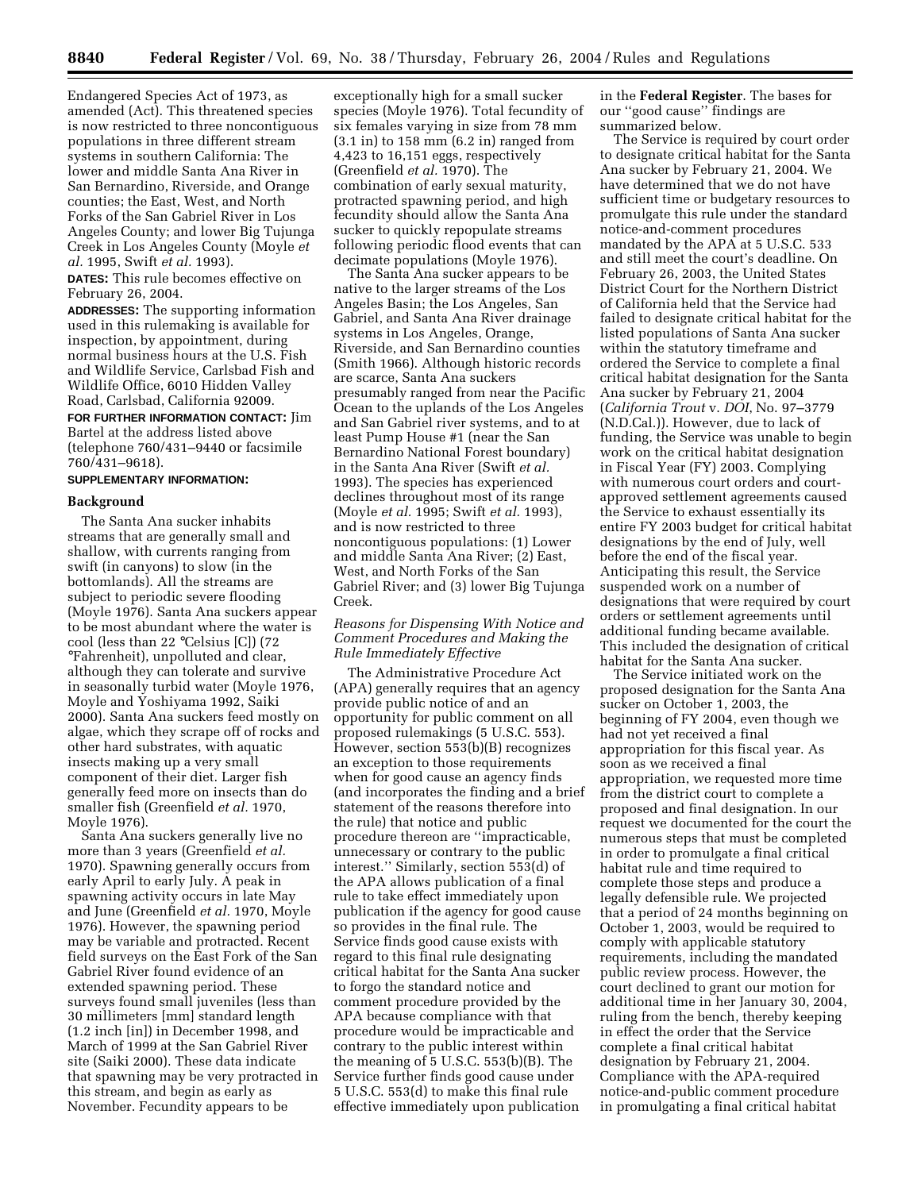Endangered Species Act of 1973, as amended (Act). This threatened species is now restricted to three noncontiguous populations in three different stream systems in southern California: The lower and middle Santa Ana River in San Bernardino, Riverside, and Orange counties; the East, West, and North Forks of the San Gabriel River in Los Angeles County; and lower Big Tujunga Creek in Los Angeles County (Moyle *et al.* 1995, Swift *et al.* 1993).

**DATES:** This rule becomes effective on February 26, 2004.

**ADDRESSES:** The supporting information used in this rulemaking is available for inspection, by appointment, during normal business hours at the U.S. Fish and Wildlife Service, Carlsbad Fish and Wildlife Office, 6010 Hidden Valley Road, Carlsbad, California 92009.

**FOR FURTHER INFORMATION CONTACT:** Jim Bartel at the address listed above (telephone 760/431–9440 or facsimile 760/431–9618).

**SUPPLEMENTARY INFORMATION:**

## Background

The Santa Ana sucker inhabits streams that are generally small and shallow, with currents ranging from swift (in canyons) to slow (in the bottomlands). All the streams are subject to periodic severe flooding (Moyle 1976). Santa Ana suckers appear to be most abundant where the water is cool (less than 22 °Celsius [C]) (72 °Fahrenheit), unpolluted and clear, although they can tolerate and survive in seasonally turbid water (Moyle 1976, Moyle and Yoshiyama 1992, Saiki 2000). Santa Ana suckers feed mostly on algae, which they scrape off of rocks and other hard substrates, with aquatic insects making up a very small component of their diet. Larger fish generally feed more on insects than do smaller fish (Greenfield *et al.* 1970, Moyle 1976).

Santa Ana suckers generally live no more than 3 years (Greenfield *et al.* 1970). Spawning generally occurs from early April to early July. A peak in spawning activity occurs in late May and June (Greenfield *et al.* 1970, Moyle 1976). However, the spawning period may be variable and protracted. Recent field surveys on the East Fork of the San Gabriel River found evidence of an extended spawning period. These surveys found small juveniles (less than 30 millimeters [mm] standard length (1.2 inch [in]) in December 1998, and March of 1999 at the San Gabriel River site (Saiki 2000). These data indicate that spawning may be very protracted in this stream, and begin as early as November. Fecundity appears to be exceptionally high for a small sucker species (Moyle 1976). Total fecundity of six females varying in size from 78 mm (3.1 in) to 158 mm (6.2 in) ranged from 4,423 to 16,151 eggs, respectively (Greenfield *et al.* 1970). The combination of early sexual maturity, protracted spawning period, and high fecundity should allow the Santa Ana sucker to quickly repopulate streams following periodic flood events that can decimate populations (Moyle 1976).

The Santa Ana sucker appears to be native to the larger streams of the Los Angeles Basin; the Los Angeles, San Gabriel, and Santa Ana River drainage systems in Los Angeles, Orange, Riverside, and San Bernardino counties (Smith 1966). Although historic records are scarce, Santa Ana suckers presumably ranged from near the Pacific Ocean to the uplands of the Los Angeles and San Gabriel river systems, and to at least Pump House #1 (near the San Bernardino National Forest boundary) in the Santa Ana River (Swift *et al.* 1993). The species has experienced declines throughout most of its range (Moyle *et al.* 1995; Swift *et al.* 1993), and is now restricted to three noncontiguous populations: (1) Lower and middle Santa Ana River; (2) East, West, and North Forks of the San Gabriel River; and (3) lower Big Tujunga Creek.

### *Reasons for Dispensing With Notice and Comment Procedures and Making the Rule Immediately Effective*

The Administrative Procedure Act (APA) generally requires that an agency provide public notice of and an opportunity for public comment on all proposed rulemakings (5 U.S.C. 553). However, section 553(b)(B) recognizes an exception to those requirements when for good cause an agency finds (and incorporates the finding and a brief statement of the reasons therefore into the rule) that notice and public procedure thereon are ''impracticable, unnecessary or contrary to the public interest.'' Similarly, section 553(d) of the APA allows publication of a final rule to take effect immediately upon publication if the agency for good cause so provides in the final rule. The Service finds good cause exists with regard to this final rule designating critical habitat for the Santa Ana sucker to forgo the standard notice and comment procedure provided by the APA because compliance with that procedure would be impracticable and contrary to the public interest within the meaning of 5 U.S.C. 553(b)(B). The Service further finds good cause under 5 U.S.C. 553(d) to make this final rule effective immediately upon publication in the **Federal Register**. The bases for our ''good cause'' findings are summarized below.

The Service is required by court order to designate critical habitat for the Santa Ana sucker by February 21, 2004. We have determined that we do not have sufficient time or budgetary resources to promulgate this rule under the standard notice-and-comment procedures mandated by the APA at 5 U.S.C. 533 and still meet the court's deadline. On February 26, 2003, the United States District Court for the Northern District of California held that the Service had failed to designate critical habitat for the listed populations of Santa Ana sucker within the statutory timeframe and ordered the Service to complete a final critical habitat designation for the Santa Ana sucker by February 21, 2004 (*California Trout* v. *DOI*, No. 97–3779 (N.D.Cal.)). However, due to lack of funding, the Service was unable to begin work on the critical habitat designation in Fiscal Year (FY) 2003. Complying with numerous court orders and court-approved settlement agreements caused the Service to exhaust essentially its entire FY 2003 budget for critical habitat designations by the end of July, well before the end of the fiscal year. Anticipating this result, the Service suspended work on a number of designations that were required by court orders or settlement agreements until additional funding became available. This included the designation of critical habitat for the Santa Ana sucker.

The Service initiated work on the proposed designation for the Santa Ana sucker on October 1, 2003, the beginning of FY 2004, even though we had not yet received a final appropriation for this fiscal year. As soon as we received a final appropriation, we requested more time from the district court to complete a proposed and final designation. In our request we documented for the court the numerous steps that must be completed in order to promulgate a final critical habitat rule and time required to complete those steps and produce a legally defensible rule. We projected that a period of 24 months beginning on October 1, 2003, would be required to comply with applicable statutory requirements, including the mandated public review process. However, the court declined to grant our motion for additional time in her January 30, 2004, ruling from the bench, thereby keeping in effect the order that the Service complete a final critical habitat designation by February 21, 2004. Compliance with the APA-required notice-and-public comment procedure in promulgating a final critical habitat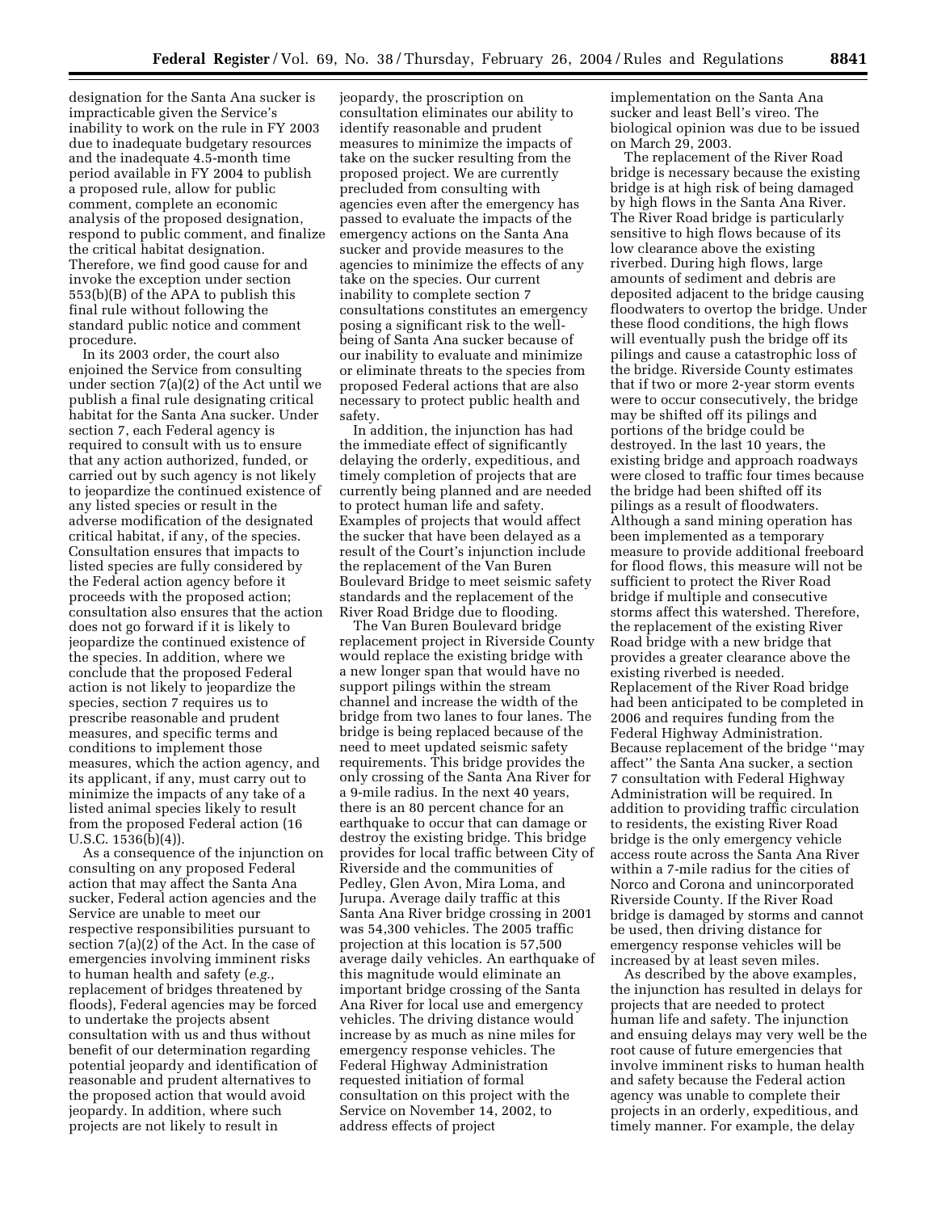designation for the Santa Ana sucker is impracticable given the Service's inability to work on the rule in FY 2003 due to inadequate budgetary resources and the inadequate 4.5-month time period available in FY 2004 to publish a proposed rule, allow for public comment, complete an economic analysis of the proposed designation, respond to public comment, and finalize the critical habitat designation. Therefore, we find good cause for and invoke the exception under section 553(b)(B) of the APA to publish this final rule without following the standard public notice and comment procedure.

In its 2003 order, the court also enjoined the Service from consulting under section 7(a)(2) of the Act until we publish a final rule designating critical habitat for the Santa Ana sucker. Under section 7, each Federal agency is required to consult with us to ensure that any action authorized, funded, or carried out by such agency is not likely to jeopardize the continued existence of any listed species or result in the adverse modification of the designated critical habitat, if any, of the species. Consultation ensures that impacts to listed species are fully considered by the Federal action agency before it proceeds with the proposed action; consultation also ensures that the action does not go forward if it is likely to jeopardize the continued existence of the species. In addition, where we conclude that the proposed Federal action is not likely to jeopardize the species, section 7 requires us to prescribe reasonable and prudent measures, and specific terms and conditions to implement those measures, which the action agency, and its applicant, if any, must carry out to minimize the impacts of any take of a listed animal species likely to result from the proposed Federal action (16 U.S.C. 1536(b)(4)).

As a consequence of the injunction on consulting on any proposed Federal action that may affect the Santa Ana sucker, Federal action agencies and the Service are unable to meet our respective responsibilities pursuant to section 7(a)(2) of the Act. In the case of emergencies involving imminent risks to human health and safety (*e.g.*, replacement of bridges threatened by floods), Federal agencies may be forced to undertake the projects absent consultation with us and thus without benefit of our determination regarding potential jeopardy and identification of reasonable and prudent alternatives to the proposed action that would avoid jeopardy. In addition, where such projects are not likely to result in jeopardy, the proscription on consultation eliminates our ability to identify reasonable and prudent measures to minimize the impacts of take on the sucker resulting from the proposed project. We are currently precluded from consulting with agencies even after the emergency has passed to evaluate the impacts of the emergency actions on the Santa Ana sucker and provide measures to the agencies to minimize the effects of any take on the species. Our current inability to complete section 7 consultations constitutes an emergency posing a significant risk to the well-being of Santa Ana sucker because of our inability to evaluate and minimize or eliminate threats to the species from proposed Federal actions that are also necessary to protect public health and safety.

In addition, the injunction has had the immediate effect of significantly delaying the orderly, expeditious, and timely completion of projects that are currently being planned and are needed to protect human life and safety. Examples of projects that would affect the sucker that have been delayed as a result of the Court's injunction include the replacement of the Van Buren Boulevard Bridge to meet seismic safety standards and the replacement of the River Road Bridge due to flooding.

The Van Buren Boulevard bridge replacement project in Riverside County would replace the existing bridge with a new longer span that would have no support pilings within the stream channel and increase the width of the bridge from two lanes to four lanes. The bridge is being replaced because of the need to meet updated seismic safety requirements. This bridge provides the only crossing of the Santa Ana River for a 9-mile radius. In the next 40 years, there is an 80 percent chance for an earthquake to occur that can damage or destroy the existing bridge. This bridge provides for local traffic between City of Riverside and the communities of Pedley, Glen Avon, Mira Loma, and Jurupa. Average daily traffic at this Santa Ana River bridge crossing in 2001 was 54,300 vehicles. The 2005 traffic projection at this location is 57,500 average daily vehicles. An earthquake of this magnitude would eliminate an important bridge crossing of the Santa Ana River for local use and emergency vehicles. The driving distance would increase by as much as nine miles for emergency response vehicles. The Federal Highway Administration requested initiation of formal consultation on this project with the Service on November 14, 2002, to address effects of project implementation on the Santa Ana sucker and least Bell's vireo. The biological opinion was due to be issued on March 29, 2003.

The replacement of the River Road bridge is necessary because the existing bridge is at high risk of being damaged by high flows in the Santa Ana River. The River Road bridge is particularly sensitive to high flows because of its low clearance above the existing riverbed. During high flows, large amounts of sediment and debris are deposited adjacent to the bridge causing floodwaters to overtop the bridge. Under these flood conditions, the high flows will eventually push the bridge off its pilings and cause a catastrophic loss of the bridge. Riverside County estimates that if two or more 2-year storm events were to occur consecutively, the bridge may be shifted off its pilings and portions of the bridge could be destroyed. In the last 10 years, the existing bridge and approach roadways were closed to traffic four times because the bridge had been shifted off its pilings as a result of floodwaters. Although a sand mining operation has been implemented as a temporary measure to provide additional freeboard for flood flows, this measure will not be sufficient to protect the River Road bridge if multiple and consecutive storms affect this watershed. Therefore, the replacement of the existing River Road bridge with a new bridge that provides a greater clearance above the existing riverbed is needed. Replacement of the River Road bridge had been anticipated to be completed in 2006 and requires funding from the Federal Highway Administration. Because replacement of the bridge "may affect" the Santa Ana sucker, a section 7 consultation with Federal Highway Administration will be required. In addition to providing traffic circulation to residents, the existing River Road bridge is the only emergency vehicle access route across the Santa Ana River within a 7-mile radius for the cities of Norco and Corona and unincorporated Riverside County. If the River Road bridge is damaged by storms and cannot be used, then driving distance for emergency response vehicles will be increased by at least seven miles.

As described by the above examples, the injunction has resulted in delays for projects that are needed to protect human life and safety. The injunction and ensuing delays may very well be the root cause of future emergencies that involve imminent risks to human health and safety because the Federal action agency was unable to complete their projects in an orderly, expeditious, and timely manner. For example, the delay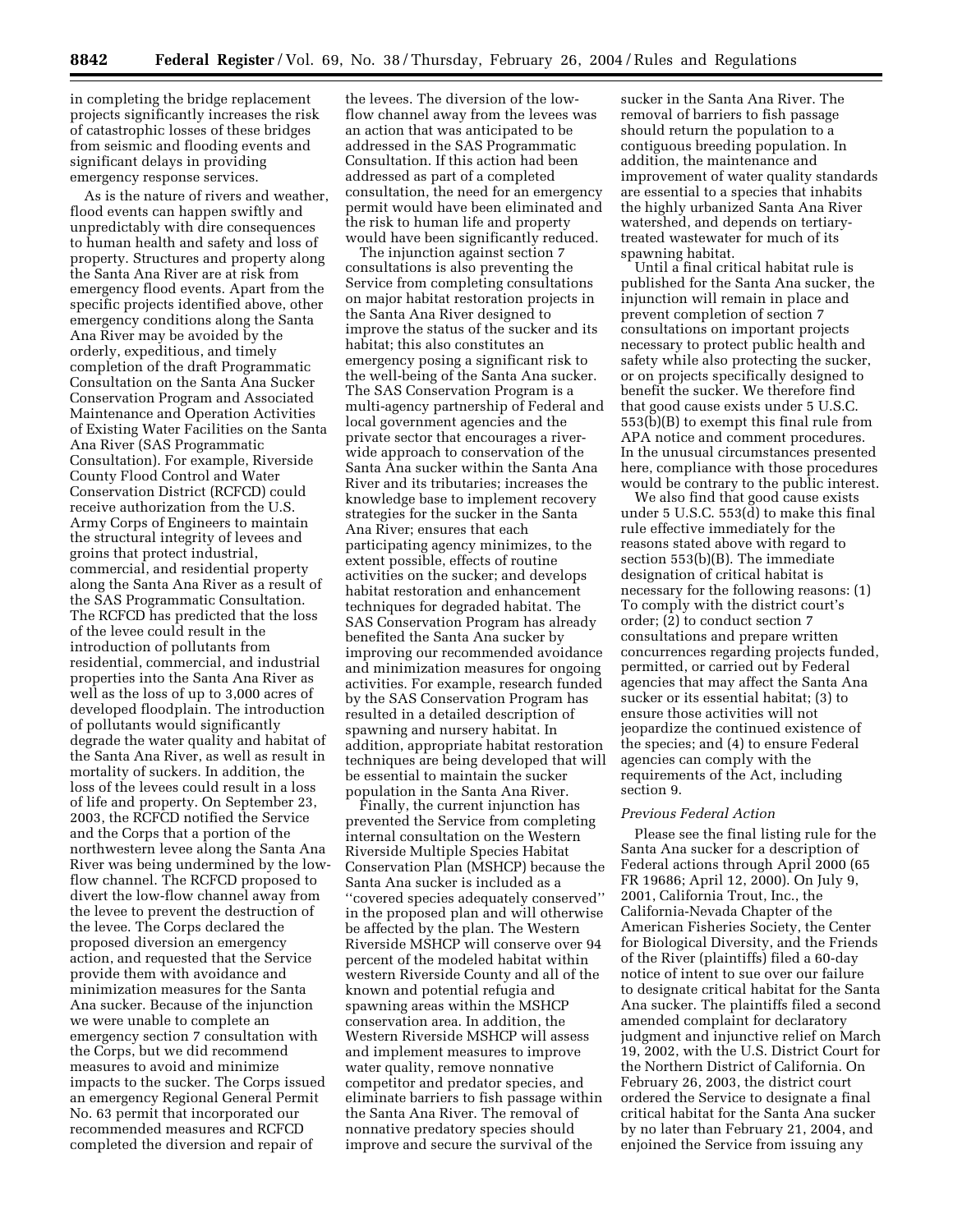in completing the bridge replacement projects significantly increases the risk of catastrophic losses of these bridges from seismic and flooding events and significant delays in providing emergency response services.

As is the nature of rivers and weather, flood events can happen swiftly and unpredictably with dire consequences to human health and safety and loss of property. Structures and property along the Santa Ana River are at risk from emergency flood events. Apart from the specific projects identified above, other emergency conditions along the Santa Ana River may be avoided by the orderly, expeditious, and timely completion of the draft Programmatic Consultation on the Santa Ana Sucker Conservation Program and Associated Maintenance and Operation Activities of Existing Water Facilities on the Santa Ana River (SAS Programmatic Consultation). For example, Riverside County Flood Control and Water Conservation District (RCFCD) could receive authorization from the U.S. Army Corps of Engineers to maintain the structural integrity of levees and groins that protect industrial, commercial, and residential property along the Santa Ana River as a result of the SAS Programmatic Consultation. The RCFCD has predicted that the loss of the levee could result in the introduction of pollutants from residential, commercial, and industrial properties into the Santa Ana River as well as the loss of up to 3,000 acres of developed floodplain. The introduction of pollutants would significantly degrade the water quality and habitat of the Santa Ana River, as well as result in mortality of suckers. In addition, the loss of the levees could result in a loss of life and property. On September 23, 2003, the RCFCD notified the Service and the Corps that a portion of the northwestern levee along the Santa Ana River was being undermined by the low-flow channel. The RCFCD proposed to divert the low-flow channel away from the levee to prevent the destruction of the levee. The Corps declared the proposed diversion an emergency action, and requested that the Service provide them with avoidance and minimization measures for the Santa Ana sucker. Because of the injunction we were unable to complete an emergency section 7 consultation with the Corps, but we did recommend measures to avoid and minimize impacts to the sucker. The Corps issued an emergency Regional General Permit No. 63 permit that incorporated our recommended measures and RCFCD completed the diversion and repair of the levees. The diversion of the low-flow channel away from the levees was an action that was anticipated to be addressed in the SAS Programmatic Consultation. If this action had been addressed as part of a completed consultation, the need for an emergency permit would have been eliminated and the risk to human life and property would have been significantly reduced.

The injunction against section 7 consultations is also preventing the Service from completing consultations on major habitat restoration projects in the Santa Ana River designed to improve the status of the sucker and its habitat; this also constitutes an emergency posing a significant risk to the well-being of the Santa Ana sucker. The SAS Conservation Program is a multi-agency partnership of Federal and local government agencies and the private sector that encourages a river-wide approach to conservation of the Santa Ana sucker within the Santa Ana River and its tributaries; increases the knowledge base to implement recovery strategies for the sucker in the Santa Ana River; ensures that each participating agency minimizes, to the extent possible, effects of routine activities on the sucker; and develops habitat restoration and enhancement techniques for degraded habitat. The SAS Conservation Program has already benefited the Santa Ana sucker by improving our recommended avoidance and minimization measures for ongoing activities. For example, research funded by the SAS Conservation Program has resulted in a detailed description of spawning and nursery habitat. In addition, appropriate habitat restoration techniques are being developed that will be essential to maintain the sucker population in the Santa Ana River.

Finally, the current injunction has prevented the Service from completing internal consultation on the Western Riverside Multiple Species Habitat Conservation Plan (MSHCP) because the Santa Ana sucker is included as a "covered species adequately conserved" in the proposed plan and will otherwise be affected by the plan. The Western Riverside MSHCP will conserve over 94 percent of the modeled habitat within western Riverside County and all of the known and potential refugia and spawning areas within the MSHCP conservation area. In addition, the Western Riverside MSHCP will assess and implement measures to improve water quality, remove nonnative competitor and predator species, and eliminate barriers to fish passage within the Santa Ana River. The removal of nonnative predatory species should improve and secure the survival of the sucker in the Santa Ana River. The removal of barriers to fish passage should return the population to a contiguous breeding population. In addition, the maintenance and improvement of water quality standards are essential to a species that inhabits the highly urbanized Santa Ana River watershed, and depends on tertiary-treated wastewater for much of its spawning habitat.

Until a final critical habitat rule is published for the Santa Ana sucker, the injunction will remain in place and prevent completion of section 7 consultations on important projects necessary to protect public health and safety while also protecting the sucker, or on projects specifically designed to benefit the sucker. We therefore find that good cause exists under 5 U.S.C. 553(b)(B) to exempt this final rule from APA notice and comment procedures. In the unusual circumstances presented here, compliance with those procedures would be contrary to the public interest.

We also find that good cause exists under 5 U.S.C. 553(d) to make this final rule effective immediately for the reasons stated above with regard to section 553(b)(B). The immediate designation of critical habitat is necessary for the following reasons: (1) To comply with the district court's order; (2) to conduct section 7 consultations and prepare written concurrences regarding projects funded, permitted, or carried out by Federal agencies that may affect the Santa Ana sucker or its essential habitat; (3) to ensure those activities will not jeopardize the continued existence of the species; and (4) to ensure Federal agencies can comply with the requirements of the Act, including section 9.

*Previous Federal Action*

Please see the final listing rule for the Santa Ana sucker for a description of Federal actions through April 2000 (65 FR 19686; April 12, 2000). On July 9, 2001, California Trout, Inc., the California-Nevada Chapter of the American Fisheries Society, the Center for Biological Diversity, and the Friends of the River (plaintiffs) filed a 60-day notice of intent to sue over our failure to designate critical habitat for the Santa Ana sucker. The plaintiffs filed a second amended complaint for declaratory judgment and injunctive relief on March 19, 2002, with the U.S. District Court for the Northern District of California. On February 26, 2003, the district court ordered the Service to designate a final critical habitat for the Santa Ana sucker by no later than February 21, 2004, and enjoined the Service from issuing any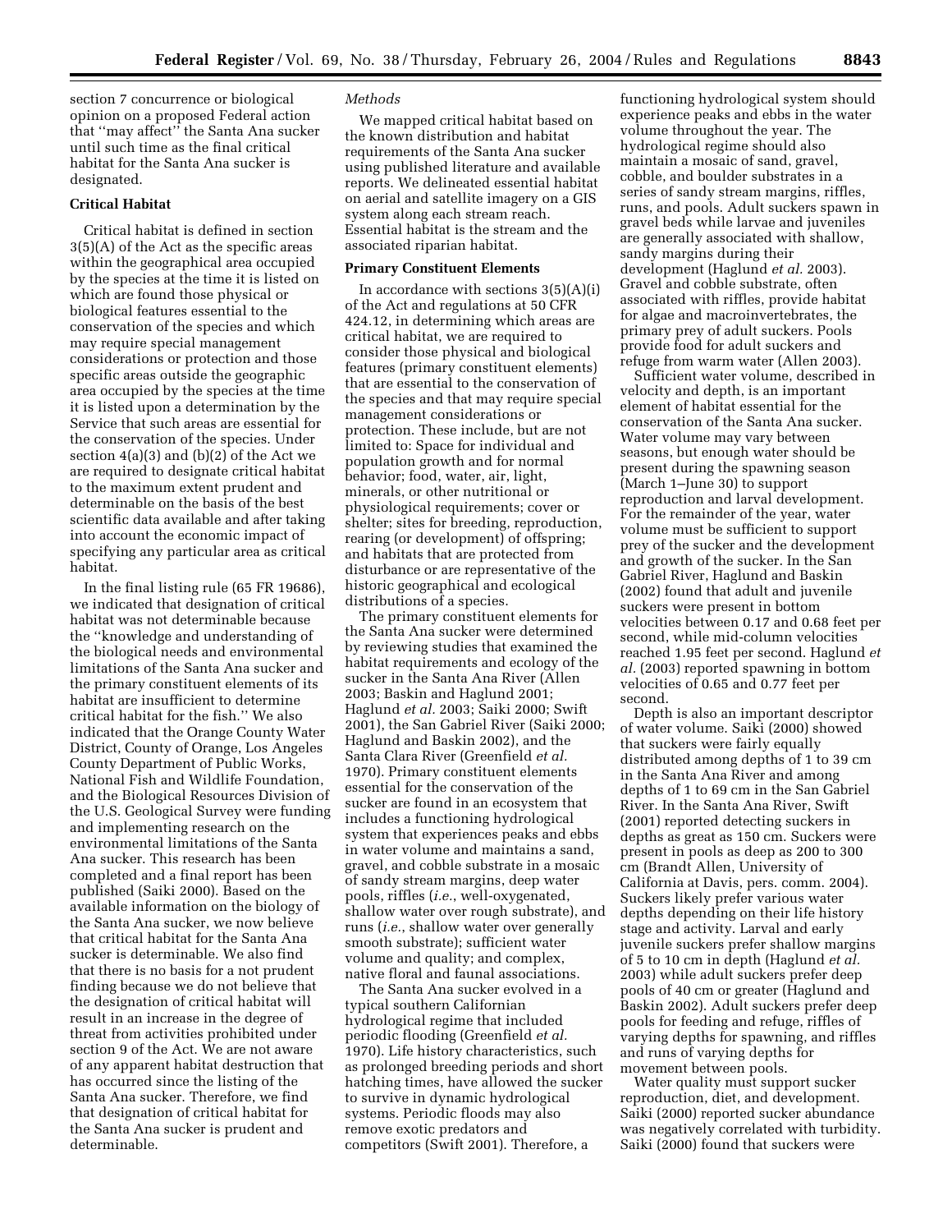section 7 concurrence or biological opinion on a proposed Federal action that ''may affect'' the Santa Ana sucker until such time as the final critical habitat for the Santa Ana sucker is designated.

**Critical Habitat**

Critical habitat is defined in section 3(5)(A) of the Act as the specific areas within the geographical area occupied by the species at the time it is listed on which are found those physical or biological features essential to the conservation of the species and which may require special management considerations or protection and those specific areas outside the geographic area occupied by the species at the time it is listed upon a determination by the Service that such areas are essential for the conservation of the species. Under section 4(a)(3) and (b)(2) of the Act we are required to designate critical habitat to the maximum extent prudent and determinable on the basis of the best scientific data available and after taking into account the economic impact of specifying any particular area as critical habitat.

In the final listing rule (65 FR 19686), we indicated that designation of critical habitat was not determinable because the ''knowledge and understanding of the biological needs and environmental limitations of the Santa Ana sucker and the primary constituent elements of its habitat are insufficient to determine critical habitat for the fish.'' We also indicated that the Orange County Water District, County of Orange, Los Angeles County Department of Public Works, National Fish and Wildlife Foundation, and the Biological Resources Division of the U.S. Geological Survey were funding and implementing research on the environmental limitations of the Santa Ana sucker. This research has been completed and a final report has been published (Saiki 2000). Based on the available information on the biology of the Santa Ana sucker, we now believe that critical habitat for the Santa Ana sucker is determinable. We also find that there is no basis for a not prudent finding because we do not believe that the designation of critical habitat will result in an increase in the degree of threat from activities prohibited under section 9 of the Act. We are not aware of any apparent habitat destruction that has occurred since the listing of the Santa Ana sucker. Therefore, we find that designation of critical habitat for the Santa Ana sucker is prudent and determinable.

*Methods*

We mapped critical habitat based on the known distribution and habitat requirements of the Santa Ana sucker using published literature and available reports. We delineated essential habitat on aerial and satellite imagery on a GIS system along each stream reach. Essential habitat is the stream and the associated riparian habitat.

**Primary Constituent Elements**

In accordance with sections 3(5)(A)(i) of the Act and regulations at 50 CFR 424.12, in determining which areas are critical habitat, we are required to consider those physical and biological features (primary constituent elements) that are essential to the conservation of the species and that may require special management considerations or protection. These include, but are not limited to: Space for individual and population growth and for normal behavior; food, water, air, light, minerals, or other nutritional or physiological requirements; cover or shelter; sites for breeding, reproduction, rearing (or development) of offspring; and habitats that are protected from disturbance or are representative of the historic geographical and ecological distributions of a species.

The primary constituent elements for the Santa Ana sucker were determined by reviewing studies that examined the habitat requirements and ecology of the sucker in the Santa Ana River (Allen 2003; Baskin and Haglund 2001; Haglund *et al.* 2003; Saiki 2000; Swift 2001), the San Gabriel River (Saiki 2000; Haglund and Baskin 2002), and the Santa Clara River (Greenfield *et al.* 1970). Primary constituent elements essential for the conservation of the sucker are found in an ecosystem that includes a functioning hydrological system that experiences peaks and ebbs in water volume and maintains a sand, gravel, and cobble substrate in a mosaic of sandy stream margins, deep water pools, riffles (*i.e.*, well-oxygenated, shallow water over rough substrate), and runs (*i.e.*, shallow water over generally smooth substrate); sufficient water volume and quality; and complex, native floral and faunal associations.

The Santa Ana sucker evolved in a typical southern Californian hydrological regime that included periodic flooding (Greenfield *et al.* 1970). Life history characteristics, such as prolonged breeding periods and short hatching times, have allowed the sucker to survive in dynamic hydrological systems. Periodic floods may also remove exotic predators and competitors (Swift 2001). Therefore, a functioning hydrological system should experience peaks and ebbs in the water volume throughout the year. The hydrological regime should also maintain a mosaic of sand, gravel, cobble, and boulder substrates in a series of sandy stream margins, riffles, runs, and pools. Adult suckers spawn in gravel beds while larvae and juveniles are generally associated with shallow, sandy margins during their development (Haglund *et al.* 2003). Gravel and cobble substrate, often associated with riffles, provide habitat for algae and macroinvertebrates, the primary prey of adult suckers. Pools provide food for adult suckers and refuge from warm water (Allen 2003).

Sufficient water volume, described in velocity and depth, is an important element of habitat essential for the conservation of the Santa Ana sucker. Water volume may vary between seasons, but enough water should be present during the spawning season (March 1–June 30) to support reproduction and larval development. For the remainder of the year, water volume must be sufficient to support prey of the sucker and the development and growth of the sucker. In the San Gabriel River, Haglund and Baskin (2002) found that adult and juvenile suckers were present in bottom velocities between 0.17 and 0.68 feet per second, while mid-column velocities reached 1.95 feet per second. Haglund *et al.* (2003) reported spawning in bottom velocities of 0.65 and 0.77 feet per second.

Depth is also an important descriptor of water volume. Saiki (2000) showed that suckers were fairly equally distributed among depths of 1 to 39 cm in the Santa Ana River and among depths of 1 to 69 cm in the San Gabriel River. In the Santa Ana River, Swift (2001) reported detecting suckers in depths as great as 150 cm. Suckers were present in pools as deep as 200 to 300 cm (Brandt Allen, University of California at Davis, pers. comm. 2004). Suckers likely prefer various water depths depending on their life history stage and activity. Larval and early juvenile suckers prefer shallow margins of 5 to 10 cm in depth (Haglund *et al.* 2003) while adult suckers prefer deep pools of 40 cm or greater (Haglund and Baskin 2002). Adult suckers prefer deep pools for feeding and refuge, riffles of varying depths for spawning, and riffles and runs of varying depths for movement between pools.

Water quality must support sucker reproduction, diet, and development. Saiki (2000) reported sucker abundance was negatively correlated with turbidity. Saiki (2000) found that suckers were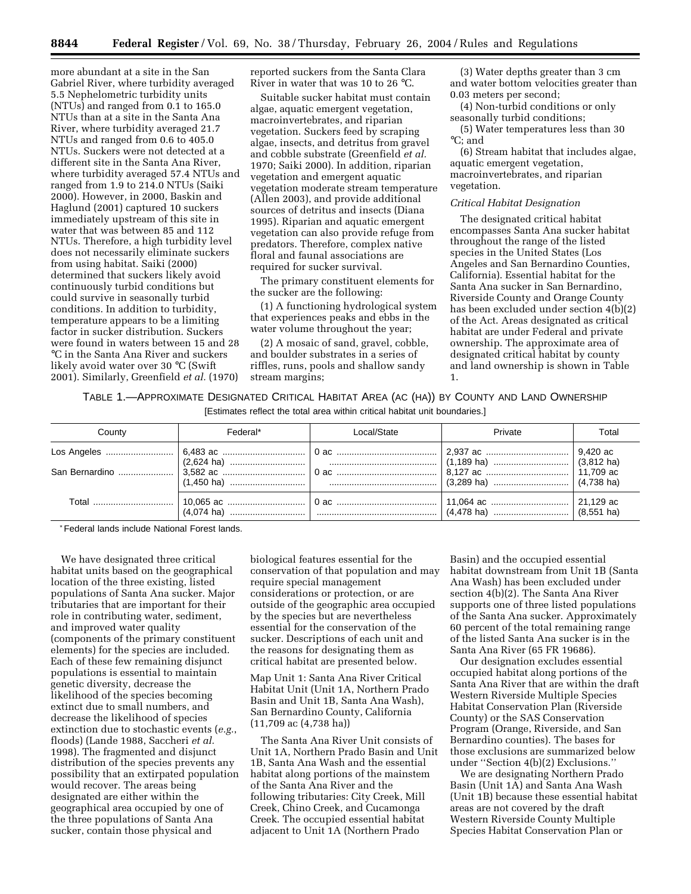more abundant at a site in the San Gabriel River, where turbidity averaged 5.5 Nephelometric turbidity units (NTUs) and ranged from 0.1 to 165.0 NTUs than at a site in the Santa Ana River, where turbidity averaged 21.7 NTUs and ranged from 0.6 to 405.0 NTUs. Suckers were not detected at a different site in the Santa Ana River, where turbidity averaged 57.4 NTUs and ranged from 1.9 to 214.0 NTUs (Saiki 2000). However, in 2000, Baskin and Haglund (2001) captured 10 suckers immediately upstream of this site in water that was between 85 and 112 NTUs. Therefore, a high turbidity level does not necessarily eliminate suckers from using habitat. Saiki (2000) determined that suckers likely avoid continuously turbid conditions but could survive in seasonally turbid conditions. In addition to turbidity, temperature appears to be a limiting factor in sucker distribution. Suckers were found in waters between 15 and 28 °C in the Santa Ana River and suckers likely avoid water over 30 °C (Swift 2001). Similarly, Greenfield *et al.* (1970) reported suckers from the Santa Clara River in water that was 10 to 26 °C.

Suitable sucker habitat must contain algae, aquatic emergent vegetation, macroinvertebrates, and riparian vegetation. Suckers feed by scraping algae, insects, and detritus from gravel and cobble substrate (Greenfield *et al.* 1970; Saiki 2000). In addition, riparian vegetation and emergent aquatic vegetation moderate stream temperature (Allen 2003), and provide additional sources of detritus and insects (Diana 1995). Riparian and aquatic emergent vegetation can also provide refuge from predators. Therefore, complex native floral and faunal associations are required for sucker survival.

The primary constituent elements for the sucker are the following:

(1) A functioning hydrological system that experiences peaks and ebbs in the water volume throughout the year;

(2) A mosaic of sand, gravel, cobble, and boulder substrates in a series of riffles, runs, pools and shallow sandy stream margins;

(3) Water depths greater than 3 cm and water bottom velocities greater than 0.03 meters per second;

(4) Non-turbid conditions or only seasonally turbid conditions;

(5) Water temperatures less than 30 °C; and

(6) Stream habitat that includes algae, aquatic emergent vegetation, macroinvertebrates, and riparian vegetation.

*Critical Habitat Designation*

The designated critical habitat encompasses Santa Ana sucker habitat throughout the range of the listed species in the United States (Los Angeles and San Bernardino Counties, California). Essential habitat for the Santa Ana sucker in San Bernardino, Riverside County and Orange County has been excluded under section 4(b)(2) of the Act. Areas designated as critical habitat are under Federal and private ownership. The approximate area of designated critical habitat by county and land ownership is shown in Table 1.

TABLE 1.—APPROXIMATE DESIGNATED CRITICAL HABITAT AREA (AC (HA)) BY COUNTY AND LAND OWNERSHIP

[Estimates reflect the total area within critical habitat unit boundaries.]

| County | Federal* | Local/State | Private | Total |
|---|---|---|---|---|
| Los Angeles | 6,483 ac (2,624 ha) | 0 ac | 2,937 ac (1,189 ha) | 9,420 ac (3,812 ha) |
| San Bernardino | 3,582 ac (1,450 ha) | 0 ac | 8,127 ac (3,289 ha) | 11,709 ac (4,738 ha) |
| Total | 10,065 ac (4,074 ha) | 0 ac | 11,064 ac (4,478 ha) | 21,129 ac (8,551 ha) |

*Federal lands include National Forest lands.

We have designated three critical habitat units based on the geographical location of the three existing, listed populations of Santa Ana sucker. Major tributaries that are important for their role in contributing water, sediment, and improved water quality (components of the primary constituent elements) for the species are included. Each of these few remaining disjunct populations is essential to maintain genetic diversity, decrease the likelihood of the species becoming extinct due to small numbers, and decrease the likelihood of species extinction due to stochastic events (*e.g.*, floods) (Lande 1988, Saccheri *et al.* 1998). The fragmented and disjunct distribution of the species prevents any possibility that an extirpated population would recover. The areas being designated are either within the geographical area occupied by one of the three populations of Santa Ana sucker, contain those physical and biological features essential for the conservation of that population and may require special management considerations or protection, or are outside of the geographic area occupied by the species but are nevertheless essential for the conservation of the sucker. Descriptions of each unit and the reasons for designating them as critical habitat are presented below.

Map Unit 1: Santa Ana River Critical Habitat Unit (Unit 1A, Northern Prado Basin and Unit 1B, Santa Ana Wash), San Bernardino County, California (11,709 ac (4,738 ha))

The Santa Ana River Unit consists of Unit 1A, Northern Prado Basin and Unit 1B, Santa Ana Wash and the essential habitat along portions of the mainstem of the Santa Ana River and the following tributaries: City Creek, Mill Creek, Chino Creek, and Cucamonga Creek. The occupied essential habitat adjacent to Unit 1A (Northern Prado Basin) and the occupied essential habitat downstream from Unit 1B (Santa Ana Wash) has been excluded under section 4(b)(2). The Santa Ana River supports one of three listed populations of the Santa Ana sucker. Approximately 60 percent of the total remaining range of the listed Santa Ana sucker is in the Santa Ana River (65 FR 19686).

Our designation excludes essential occupied habitat along portions of the Santa Ana River that are within the draft Western Riverside Multiple Species Habitat Conservation Plan (Riverside County) or the SAS Conservation Program (Orange, Riverside, and San Bernardino counties). The bases for those exclusions are summarized below under ''Section 4(b)(2) Exclusions.''

We are designating Northern Prado Basin (Unit 1A) and Santa Ana Wash (Unit 1B) because these essential habitat areas are not covered by the draft Western Riverside County Multiple Species Habitat Conservation Plan or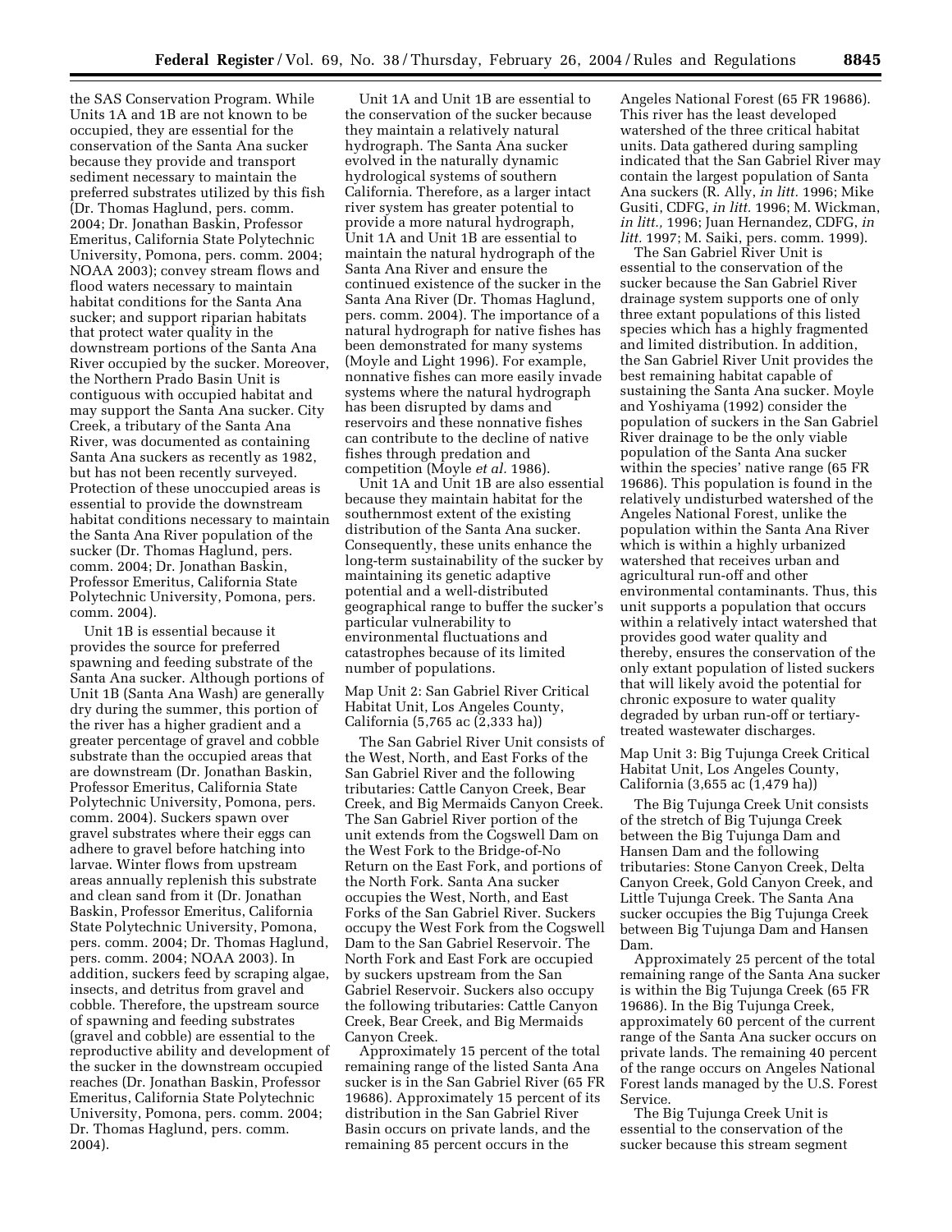the SAS Conservation Program. While Units 1A and 1B are not known to be occupied, they are essential for the conservation of the Santa Ana sucker because they provide and transport sediment necessary to maintain the preferred substrates utilized by this fish (Dr. Thomas Haglund, pers. comm. 2004; Dr. Jonathan Baskin, Professor Emeritus, California State Polytechnic University, Pomona, pers. comm. 2004; NOAA 2003); convey stream flows and flood waters necessary to maintain habitat conditions for the Santa Ana sucker; and support riparian habitats that protect water quality in the downstream portions of the Santa Ana River occupied by the sucker. Moreover, the Northern Prado Basin Unit is contiguous with occupied habitat and may support the Santa Ana sucker. City Creek, a tributary of the Santa Ana River, was documented as containing Santa Ana suckers as recently as 1982, but has not been recently surveyed. Protection of these unoccupied areas is essential to provide the downstream habitat conditions necessary to maintain the Santa Ana River population of the sucker (Dr. Thomas Haglund, pers. comm. 2004; Dr. Jonathan Baskin, Professor Emeritus, California State Polytechnic University, Pomona, pers. comm. 2004).

Unit 1B is essential because it provides the source for preferred spawning and feeding substrate of the Santa Ana sucker. Although portions of Unit 1B (Santa Ana Wash) are generally dry during the summer, this portion of the river has a higher gradient and a greater percentage of gravel and cobble substrate than the occupied areas that are downstream (Dr. Jonathan Baskin, Professor Emeritus, California State Polytechnic University, Pomona, pers. comm. 2004). Suckers spawn over gravel substrates where their eggs can adhere to gravel before hatching into larvae. Winter flows from upstream areas annually replenish this substrate and clean sand from it (Dr. Jonathan Baskin, Professor Emeritus, California State Polytechnic University, Pomona, pers. comm. 2004; Dr. Thomas Haglund, pers. comm. 2004; NOAA 2003). In addition, suckers feed by scraping algae, insects, and detritus from gravel and cobble. Therefore, the upstream source of spawning and feeding substrates (gravel and cobble) are essential to the reproductive ability and development of the sucker in the downstream occupied reaches (Dr. Jonathan Baskin, Professor Emeritus, California State Polytechnic University, Pomona, pers. comm. 2004; Dr. Thomas Haglund, pers. comm. 2004).

Unit 1A and Unit 1B are essential to the conservation of the sucker because they maintain a relatively natural hydrograph. The Santa Ana sucker evolved in the naturally dynamic hydrological systems of southern California. Therefore, as a larger intact river system has greater potential to provide a more natural hydrograph, Unit 1A and Unit 1B are essential to maintain the natural hydrograph of the Santa Ana River and ensure the continued existence of the sucker in the Santa Ana River (Dr. Thomas Haglund, pers. comm. 2004). The importance of a natural hydrograph for native fishes has been demonstrated for many systems (Moyle and Light 1996). For example, nonnative fishes can more easily invade systems where the natural hydrograph has been disrupted by dams and reservoirs and these nonnative fishes can contribute to the decline of native fishes through predation and competition (Moyle *et al.* 1986).

Unit 1A and Unit 1B are also essential because they maintain habitat for the southernmost extent of the existing distribution of the Santa Ana sucker. Consequently, these units enhance the long-term sustainability of the sucker by maintaining its genetic adaptive potential and a well-distributed geographical range to buffer the sucker's particular vulnerability to environmental fluctuations and catastrophes because of its limited number of populations.

Map Unit 2: San Gabriel River Critical Habitat Unit, Los Angeles County, California (5,765 ac (2,333 ha))

The San Gabriel River Unit consists of the West, North, and East Forks of the San Gabriel River and the following tributaries: Cattle Canyon Creek, Bear Creek, and Big Mermaids Canyon Creek. The San Gabriel River portion of the unit extends from the Cogswell Dam on the West Fork to the Bridge-of-No Return on the East Fork, and portions of the North Fork. Santa Ana sucker occupies the West, North, and East Forks of the San Gabriel River. Suckers occupy the West Fork from the Cogswell Dam to the San Gabriel Reservoir. The North Fork and East Fork are occupied by suckers upstream from the San Gabriel Reservoir. Suckers also occupy the following tributaries: Cattle Canyon Creek, Bear Creek, and Big Mermaids Canyon Creek.

Approximately 15 percent of the total remaining range of the listed Santa Ana sucker is in the San Gabriel River (65 FR 19686). Approximately 15 percent of its distribution in the San Gabriel River Basin occurs on private lands, and the remaining 85 percent occurs in the Angeles National Forest (65 FR 19686). This river has the least developed watershed of the three critical habitat units. Data gathered during sampling indicated that the San Gabriel River may contain the largest population of Santa Ana suckers (R. Ally, *in litt.* 1996; Mike Gusiti, CDFG, *in litt.* 1996; M. Wickman, *in litt.,* 1996; Juan Hernandez, CDFG, *in litt.* 1997; M. Saiki, pers. comm. 1999).

The San Gabriel River Unit is essential to the conservation of the sucker because the San Gabriel River drainage system supports one of only three extant populations of this listed species which has a highly fragmented and limited distribution. In addition, the San Gabriel River Unit provides the best remaining habitat capable of sustaining the Santa Ana sucker. Moyle and Yoshiyama (1992) consider the population of suckers in the San Gabriel River drainage to be the only viable population of the Santa Ana sucker within the species' native range (65 FR 19686). This population is found in the relatively undisturbed watershed of the Angeles National Forest, unlike the population within the Santa Ana River which is within a highly urbanized watershed that receives urban and agricultural run-off and other environmental contaminants. Thus, this unit supports a population that occurs within a relatively intact watershed that provides good water quality and thereby, ensures the conservation of the only extant population of listed suckers that will likely avoid the potential for chronic exposure to water quality degraded by urban run-off or tertiary-treated wastewater discharges.

Map Unit 3: Big Tujunga Creek Critical Habitat Unit, Los Angeles County, California (3,655 ac (1,479 ha))

The Big Tujunga Creek Unit consists of the stretch of Big Tujunga Creek between the Big Tujunga Dam and Hansen Dam and the following tributaries: Stone Canyon Creek, Delta Canyon Creek, Gold Canyon Creek, and Little Tujunga Creek. The Santa Ana sucker occupies the Big Tujunga Creek between Big Tujunga Dam and Hansen Dam.

Approximately 25 percent of the total remaining range of the Santa Ana sucker is within the Big Tujunga Creek (65 FR 19686). In the Big Tujunga Creek, approximately 60 percent of the current range of the Santa Ana sucker occurs on private lands. The remaining 40 percent of the range occurs on Angeles National Forest lands managed by the U.S. Forest Service.

The Big Tujunga Creek Unit is essential to the conservation of the sucker because this stream segment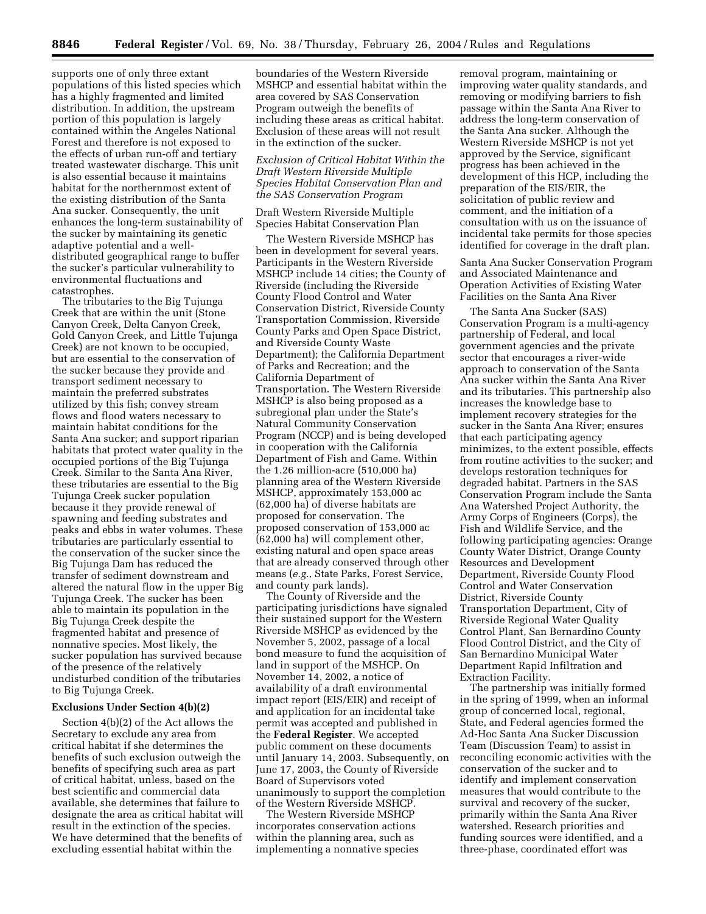supports one of only three extant populations of this listed species which has a highly fragmented and limited distribution. In addition, the upstream portion of this population is largely contained within the Angeles National Forest and therefore is not exposed to the effects of urban run-off and tertiary treated wastewater discharge. This unit is also essential because it maintains habitat for the northernmost extent of the existing distribution of the Santa Ana sucker. Consequently, the unit enhances the long-term sustainability of the sucker by maintaining its genetic adaptive potential and a well-distributed geographical range to buffer the sucker's particular vulnerability to environmental fluctuations and catastrophes.

The tributaries to the Big Tujunga Creek that are within the unit (Stone Canyon Creek, Delta Canyon Creek, Gold Canyon Creek, and Little Tujunga Creek) are not known to be occupied, but are essential to the conservation of the sucker because they provide and transport sediment necessary to maintain the preferred substrates utilized by this fish; convey stream flows and flood waters necessary to maintain habitat conditions for the Santa Ana sucker; and support riparian habitats that protect water quality in the occupied portions of the Big Tujunga Creek. Similar to the Santa Ana River, these tributaries are essential to the Big Tujunga Creek sucker population because it they provide renewal of spawning and feeding substrates and peaks and ebbs in water volumes. These tributaries are particularly essential to the conservation of the sucker since the Big Tujunga Dam has reduced the transfer of sediment downstream and altered the natural flow in the upper Big Tujunga Creek. The sucker has been able to maintain its population in the Big Tujunga Creek despite the fragmented habitat and presence of nonnative species. Most likely, the sucker population has survived because of the presence of the relatively undisturbed condition of the tributaries to Big Tujunga Creek.

**Exclusions Under Section 4(b)(2)**

Section 4(b)(2) of the Act allows the Secretary to exclude any area from critical habitat if she determines the benefits of such exclusion outweigh the benefits of specifying such area as part of critical habitat, unless, based on the best scientific and commercial data available, she determines that failure to designate the area as critical habitat will result in the extinction of the species. We have determined that the benefits of excluding essential habitat within the boundaries of the Western Riverside MSHCP and essential habitat within the area covered by SAS Conservation Program outweigh the benefits of including these areas as critical habitat. Exclusion of these areas will not result in the extinction of the sucker.

*Exclusion of Critical Habitat Within the Draft Western Riverside Multiple Species Habitat Conservation Plan and the SAS Conservation Program*

Draft Western Riverside Multiple Species Habitat Conservation Plan

The Western Riverside MSHCP has been in development for several years. Participants in the Western Riverside MSHCP include 14 cities; the County of Riverside (including the Riverside County Flood Control and Water Conservation District, Riverside County Transportation Commission, Riverside County Parks and Open Space District, and Riverside County Waste Department); the California Department of Parks and Recreation; and the California Department of Transportation. The Western Riverside MSHCP is also being proposed as a subregional plan under the State's Natural Community Conservation Program (NCCP) and is being developed in cooperation with the California Department of Fish and Game. Within the 1.26 million-acre (510,000 ha) planning area of the Western Riverside MSHCP, approximately 153,000 ac (62,000 ha) of diverse habitats are proposed for conservation. The proposed conservation of 153,000 ac (62,000 ha) will complement other, existing natural and open space areas that are already conserved through other means (*e.g.*, State Parks, Forest Service, and county park lands).

The County of Riverside and the participating jurisdictions have signaled their sustained support for the Western Riverside MSHCP as evidenced by the November 5, 2002, passage of a local bond measure to fund the acquisition of land in support of the MSHCP. On November 14, 2002, a notice of availability of a draft environmental impact report (EIS/EIR) and receipt of and application for an incidental take permit was accepted and published in the **Federal Register**. We accepted public comment on these documents until January 14, 2003. Subsequently, on June 17, 2003, the County of Riverside Board of Supervisors voted unanimously to support the completion of the Western Riverside MSHCP.

The Western Riverside MSHCP incorporates conservation actions within the planning area, such as implementing a nonnative species removal program, maintaining or improving water quality standards, and removing or modifying barriers to fish passage within the Santa Ana River to address the long-term conservation of the Santa Ana sucker. Although the Western Riverside MSHCP is not yet approved by the Service, significant progress has been achieved in the development of this HCP, including the preparation of the EIS/EIR, the solicitation of public review and comment, and the initiation of a consultation with us on the issuance of incidental take permits for those species identified for coverage in the draft plan.

Santa Ana Sucker Conservation Program and Associated Maintenance and Operation Activities of Existing Water Facilities on the Santa Ana River

The Santa Ana Sucker (SAS) Conservation Program is a multi-agency partnership of Federal, and local government agencies and the private sector that encourages a river-wide approach to conservation of the Santa Ana sucker within the Santa Ana River and its tributaries. This partnership also increases the knowledge base to implement recovery strategies for the sucker in the Santa Ana River; ensures that each participating agency minimizes, to the extent possible, effects from routine activities to the sucker; and develops restoration techniques for degraded habitat. Partners in the SAS Conservation Program include the Santa Ana Watershed Project Authority, the Army Corps of Engineers (Corps), the Fish and Wildlife Service, and the following participating agencies: Orange County Water District, Orange County Resources and Development Department, Riverside County Flood Control and Water Conservation District, Riverside County Transportation Department, City of Riverside Regional Water Quality Control Plant, San Bernardino County Flood Control District, and the City of San Bernardino Municipal Water Department Rapid Infiltration and Extraction Facility.

The partnership was initially formed in the spring of 1999, when an informal group of concerned local, regional, State, and Federal agencies formed the Ad-Hoc Santa Ana Sucker Discussion Team (Discussion Team) to assist in reconciling economic activities with the conservation of the sucker and to identify and implement conservation measures that would contribute to the survival and recovery of the sucker, primarily within the Santa Ana River watershed. Research priorities and funding sources were identified, and a three-phase, coordinated effort was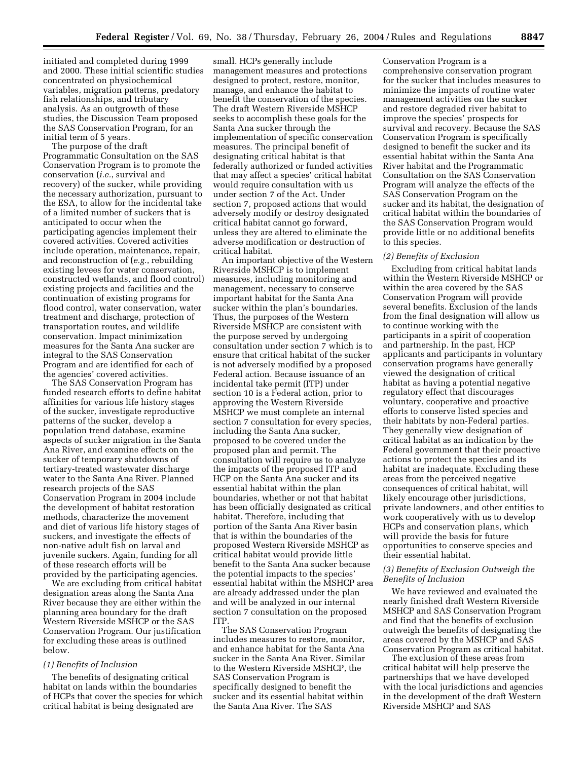initiated and completed during 1999 and 2000. These initial scientific studies concentrated on physiochemical variables, migration patterns, predatory fish relationships, and tributary analysis. As an outgrowth of these studies, the Discussion Team proposed the SAS Conservation Program, for an initial term of 5 years.

The purpose of the draft Programmatic Consultation on the SAS Conservation Program is to promote the conservation (*i.e.*, survival and recovery) of the sucker, while providing the necessary authorization, pursuant to the ESA, to allow for the incidental take of a limited number of suckers that is anticipated to occur when the participating agencies implement their covered activities. Covered activities include operation, maintenance, repair, and reconstruction of (*e.g.*, rebuilding existing levees for water conservation, constructed wetlands, and flood control) existing projects and facilities and the continuation of existing programs for flood control, water conservation, water treatment and discharge, protection of transportation routes, and wildlife conservation. Impact minimization measures for the Santa Ana sucker are integral to the SAS Conservation Program and are identified for each of the agencies' covered activities.

The SAS Conservation Program has funded research efforts to define habitat affinities for various life history stages of the sucker, investigate reproductive patterns of the sucker, develop a population trend database, examine aspects of sucker migration in the Santa Ana River, and examine effects on the sucker of temporary shutdowns of tertiary-treated wastewater discharge water to the Santa Ana River. Planned research projects of the SAS Conservation Program in 2004 include the development of habitat restoration methods, characterize the movement and diet of various life history stages of suckers, and investigate the effects of non-native adult fish on larval and juvenile suckers. Again, funding for all of these research efforts will be provided by the participating agencies.

We are excluding from critical habitat designation areas along the Santa Ana River because they are either within the planning area boundary for the draft Western Riverside MSHCP or the SAS Conservation Program. Our justification for excluding these areas is outlined below.

*(1) Benefits of Inclusion*

The benefits of designating critical habitat on lands within the boundaries of HCPs that cover the species for which critical habitat is being designated are small. HCPs generally include management measures and protections designed to protect, restore, monitor, manage, and enhance the habitat to benefit the conservation of the species. The draft Western Riverside MSHCP seeks to accomplish these goals for the Santa Ana sucker through the implementation of specific conservation measures. The principal benefit of designating critical habitat is that federally authorized or funded activities that may affect a species' critical habitat would require consultation with us under section 7 of the Act. Under section 7, proposed actions that would adversely modify or destroy designated critical habitat cannot go forward, unless they are altered to eliminate the adverse modification or destruction of critical habitat.

An important objective of the Western Riverside MSHCP is to implement measures, including monitoring and management, necessary to conserve important habitat for the Santa Ana sucker within the plan's boundaries. Thus, the purposes of the Western Riverside MSHCP are consistent with the purpose served by undergoing consultation under section 7 which is to ensure that critical habitat of the sucker is not adversely modified by a proposed Federal action. Because issuance of an incidental take permit (ITP) under section 10 is a Federal action, prior to approving the Western Riverside MSHCP we must complete an internal section 7 consultation for every species, including the Santa Ana sucker, proposed to be covered under the proposed plan and permit. The consultation will require us to analyze the impacts of the proposed ITP and HCP on the Santa Ana sucker and its essential habitat within the plan boundaries, whether or not that habitat has been officially designated as critical habitat. Therefore, including that portion of the Santa Ana River basin that is within the boundaries of the proposed Western Riverside MSHCP as critical habitat would provide little benefit to the Santa Ana sucker because the potential impacts to the species' essential habitat within the MSHCP area are already addressed under the plan and will be analyzed in our internal section 7 consultation on the proposed ITP.

The SAS Conservation Program includes measures to restore, monitor, and enhance habitat for the Santa Ana sucker in the Santa Ana River. Similar to the Western Riverside MSHCP, the SAS Conservation Program is specifically designed to benefit the sucker and its essential habitat within the Santa Ana River. The SAS Conservation Program is a comprehensive conservation program for the sucker that includes measures to minimize the impacts of routine water management activities on the sucker and restore degraded river habitat to improve the species' prospects for survival and recovery. Because the SAS Conservation Program is specifically designed to benefit the sucker and its essential habitat within the Santa Ana River habitat and the Programmatic Consultation on the SAS Conservation Program will analyze the effects of the SAS Conservation Program on the sucker and its habitat, the designation of critical habitat within the boundaries of the SAS Conservation Program would provide little or no additional benefits to this species.

*(2) Benefits of Exclusion*

Excluding from critical habitat lands within the Western Riverside MSHCP or within the area covered by the SAS Conservation Program will provide several benefits. Exclusion of the lands from the final designation will allow us to continue working with the participants in a spirit of cooperation and partnership. In the past, HCP applicants and participants in voluntary conservation programs have generally viewed the designation of critical habitat as having a potential negative regulatory effect that discourages voluntary, cooperative and proactive efforts to conserve listed species and their habitats by non-Federal parties. They generally view designation of critical habitat as an indication by the Federal government that their proactive actions to protect the species and its habitat are inadequate. Excluding these areas from the perceived negative consequences of critical habitat, will likely encourage other jurisdictions, private landowners, and other entities to work cooperatively with us to develop HCPs and conservation plans, which will provide the basis for future opportunities to conserve species and their essential habitat.

*(3) Benefits of Exclusion Outweigh the Benefits of Inclusion*

We have reviewed and evaluated the nearly finished draft Western Riverside MSHCP and SAS Conservation Program and find that the benefits of exclusion outweigh the benefits of designating the areas covered by the MSHCP and SAS Conservation Program as critical habitat.

The exclusion of these areas from critical habitat will help preserve the partnerships that we have developed with the local jurisdictions and agencies in the development of the draft Western Riverside MSHCP and SAS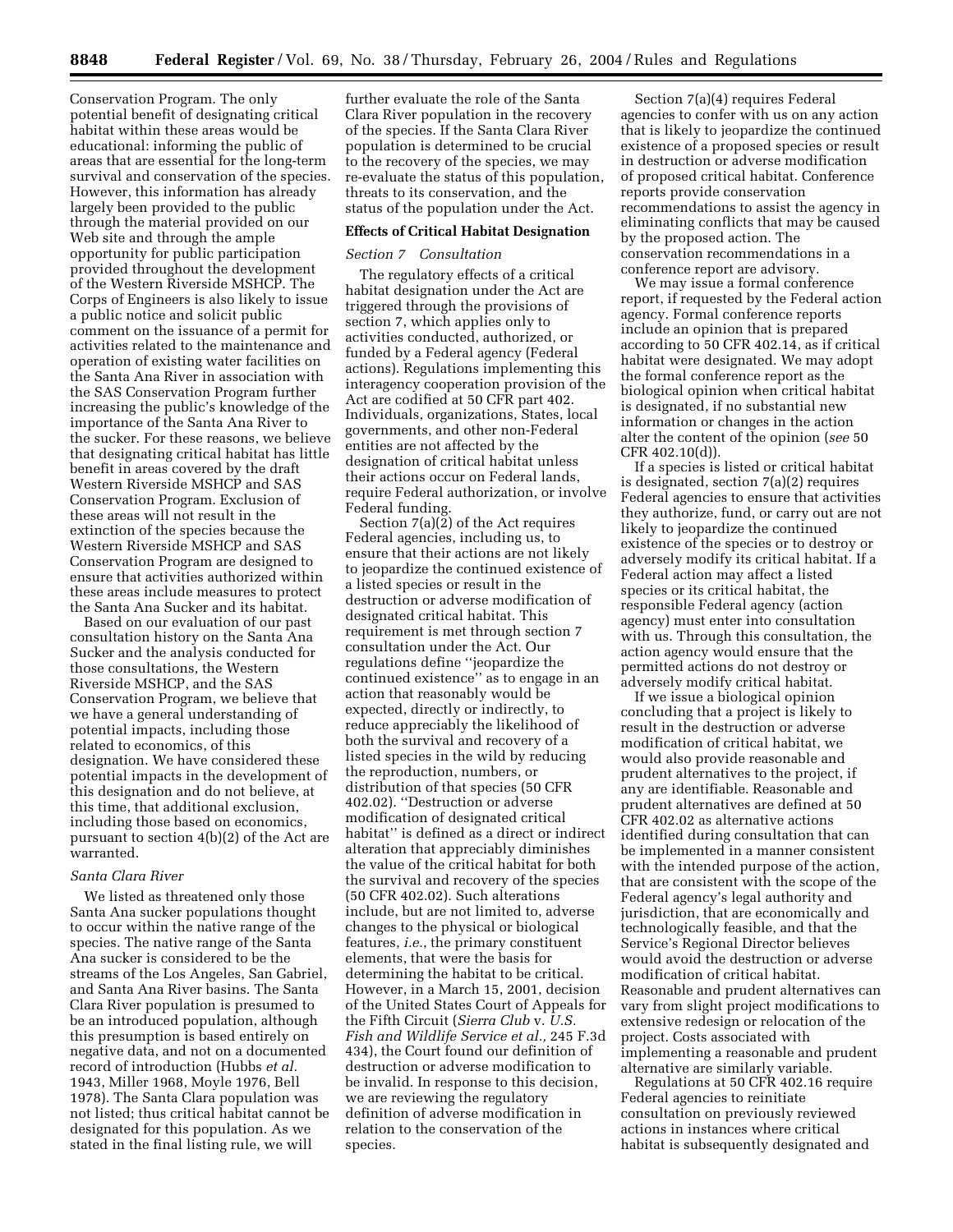Conservation Program. The only potential benefit of designating critical habitat within these areas would be educational: informing the public of areas that are essential for the long-term survival and conservation of the species. However, this information has already largely been provided to the public through the material provided on our Web site and through the ample opportunity for public participation provided throughout the development of the Western Riverside MSHCP. The Corps of Engineers is also likely to issue a public notice and solicit public comment on the issuance of a permit for activities related to the maintenance and operation of existing water facilities on the Santa Ana River in association with the SAS Conservation Program further increasing the public's knowledge of the importance of the Santa Ana River to the sucker. For these reasons, we believe that designating critical habitat has little benefit in areas covered by the draft Western Riverside MSHCP and SAS Conservation Program. Exclusion of these areas will not result in the extinction of the species because the Western Riverside MSHCP and SAS Conservation Program are designed to ensure that activities authorized within these areas include measures to protect the Santa Ana Sucker and its habitat.

Based on our evaluation of our past consultation history on the Santa Ana Sucker and the analysis conducted for those consultations, the Western Riverside MSHCP, and the SAS Conservation Program, we believe that we have a general understanding of potential impacts, including those related to economics, of this designation. We have considered these potential impacts in the development of this designation and do not believe, at this time, that additional exclusion, including those based on economics, pursuant to section 4(b)(2) of the Act are warranted.

*Santa Clara River*

We listed as threatened only those Santa Ana sucker populations thought to occur within the native range of the species. The native range of the Santa Ana sucker is considered to be the streams of the Los Angeles, San Gabriel, and Santa Ana River basins. The Santa Clara River population is presumed to be an introduced population, although this presumption is based entirely on negative data, and not on a documented record of introduction (Hubbs *et al.* 1943, Miller 1968, Moyle 1976, Bell 1978). The Santa Clara population was not listed; thus critical habitat cannot be designated for this population. As we stated in the final listing rule, we will further evaluate the role of the Santa Clara River population in the recovery of the species. If the Santa Clara River population is determined to be crucial to the recovery of the species, we may re-evaluate the status of this population, threats to its conservation, and the status of the population under the Act.

## Effects of Critical Habitat Designation

*Section 7 Consultation*

The regulatory effects of a critical habitat designation under the Act are triggered through the provisions of section 7, which applies only to activities conducted, authorized, or funded by a Federal agency (Federal actions). Regulations implementing this interagency cooperation provision of the Act are codified at 50 CFR part 402. Individuals, organizations, States, local governments, and other non-Federal entities are not affected by the designation of critical habitat unless their actions occur on Federal lands, require Federal authorization, or involve Federal funding.

Section 7(a)(2) of the Act requires Federal agencies, including us, to ensure that their actions are not likely to jeopardize the continued existence of a listed species or result in the destruction or adverse modification of designated critical habitat. This requirement is met through section 7 consultation under the Act. Our regulations define ''jeopardize the continued existence'' as to engage in an action that reasonably would be expected, directly or indirectly, to reduce appreciably the likelihood of both the survival and recovery of a listed species in the wild by reducing the reproduction, numbers, or distribution of that species (50 CFR 402.02). ''Destruction or adverse modification of designated critical habitat'' is defined as a direct or indirect alteration that appreciably diminishes the value of the critical habitat for both the survival and recovery of the species (50 CFR 402.02). Such alterations include, but are not limited to, adverse changes to the physical or biological features, *i.e.*, the primary constituent elements, that were the basis for determining the habitat to be critical. However, in a March 15, 2001, decision of the United States Court of Appeals for the Fifth Circuit (*Sierra Club* v. *U.S. Fish and Wildlife Service et al.,* 245 F.3d 434), the Court found our definition of destruction or adverse modification to be invalid. In response to this decision, we are reviewing the regulatory definition of adverse modification in relation to the conservation of the species.

Section 7(a)(4) requires Federal agencies to confer with us on any action that is likely to jeopardize the continued existence of a proposed species or result in destruction or adverse modification of proposed critical habitat. Conference reports provide conservation recommendations to assist the agency in eliminating conflicts that may be caused by the proposed action. The conservation recommendations in a conference report are advisory.

We may issue a formal conference report, if requested by the Federal action agency. Formal conference reports include an opinion that is prepared according to 50 CFR 402.14, as if critical habitat were designated. We may adopt the formal conference report as the biological opinion when critical habitat is designated, if no substantial new information or changes in the action alter the content of the opinion (*see* 50 CFR 402.10(d)).

If a species is listed or critical habitat is designated, section 7(a)(2) requires Federal agencies to ensure that activities they authorize, fund, or carry out are not likely to jeopardize the continued existence of the species or to destroy or adversely modify its critical habitat. If a Federal action may affect a listed species or its critical habitat, the responsible Federal agency (action agency) must enter into consultation with us. Through this consultation, the action agency would ensure that the permitted actions do not destroy or adversely modify critical habitat.

If we issue a biological opinion concluding that a project is likely to result in the destruction or adverse modification of critical habitat, we would also provide reasonable and prudent alternatives to the project, if any are identifiable. Reasonable and prudent alternatives are defined at 50 CFR 402.02 as alternative actions identified during consultation that can be implemented in a manner consistent with the intended purpose of the action, that are consistent with the scope of the Federal agency's legal authority and jurisdiction, that are economically and technologically feasible, and that the Service's Regional Director believes would avoid the destruction or adverse modification of critical habitat. Reasonable and prudent alternatives can vary from slight project modifications to extensive redesign or relocation of the project. Costs associated with implementing a reasonable and prudent alternative are similarly variable.

Regulations at 50 CFR 402.16 require Federal agencies to reinitiate consultation on previously reviewed actions in instances where critical habitat is subsequently designated and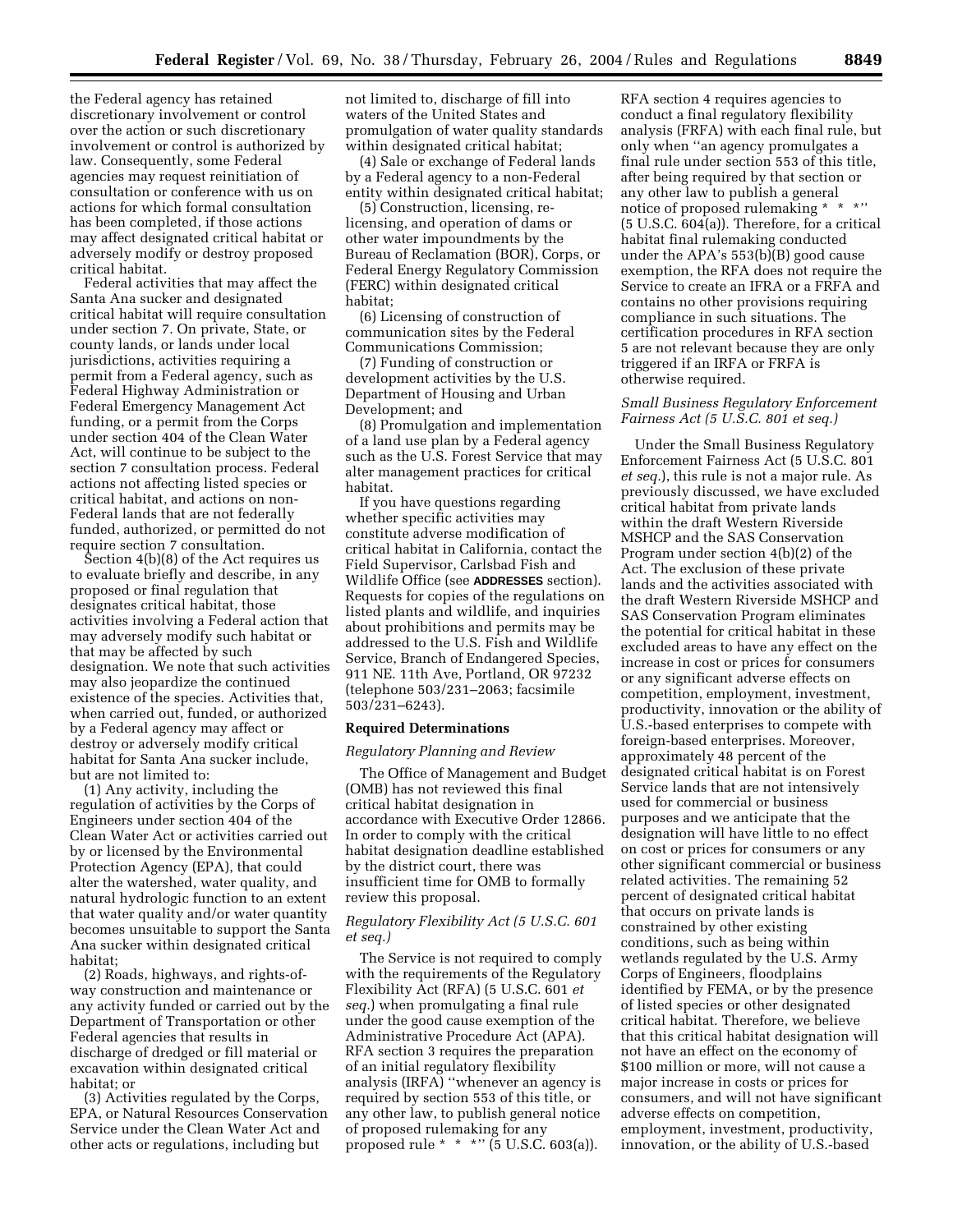the Federal agency has retained discretionary involvement or control over the action or such discretionary involvement or control is authorized by law. Consequently, some Federal agencies may request reinitiation of consultation or conference with us on actions for which formal consultation has been completed, if those actions may affect designated critical habitat or adversely modify or destroy proposed critical habitat.

Federal activities that may affect the Santa Ana sucker and designated critical habitat will require consultation under section 7. On private, State, or county lands, or lands under local jurisdictions, activities requiring a permit from a Federal agency, such as Federal Highway Administration or Federal Emergency Management Act funding, or a permit from the Corps under section 404 of the Clean Water Act, will continue to be subject to the section 7 consultation process. Federal actions not affecting listed species or critical habitat, and actions on non-Federal lands that are not federally funded, authorized, or permitted do not require section 7 consultation.

Section 4(b)(8) of the Act requires us to evaluate briefly and describe, in any proposed or final regulation that designates critical habitat, those activities involving a Federal action that may adversely modify such habitat or that may be affected by such designation. We note that such activities may also jeopardize the continued existence of the species. Activities that, when carried out, funded, or authorized by a Federal agency may affect or destroy or adversely modify critical habitat for Santa Ana sucker include, but are not limited to:

(1) Any activity, including the regulation of activities by the Corps of Engineers under section 404 of the Clean Water Act or activities carried out by or licensed by the Environmental Protection Agency (EPA), that could alter the watershed, water quality, and natural hydrologic function to an extent that water quality and/or water quantity becomes unsuitable to support the Santa Ana sucker within designated critical habitat;

(2) Roads, highways, and rights-of-way construction and maintenance or any activity funded or carried out by the Department of Transportation or other Federal agencies that results in discharge of dredged or fill material or excavation within designated critical habitat; or

(3) Activities regulated by the Corps, EPA, or Natural Resources Conservation Service under the Clean Water Act and other acts or regulations, including but not limited to, discharge of fill into waters of the United States and promulgation of water quality standards within designated critical habitat;

(4) Sale or exchange of Federal lands by a Federal agency to a non-Federal entity within designated critical habitat;

(5) Construction, licensing, re-licensing, and operation of dams or other water impoundments by the Bureau of Reclamation (BOR), Corps, or Federal Energy Regulatory Commission (FERC) within designated critical habitat;

(6) Licensing of construction of communication sites by the Federal Communications Commission;

(7) Funding of construction or development activities by the U.S. Department of Housing and Urban Development; and

(8) Promulgation and implementation of a land use plan by a Federal agency such as the U.S. Forest Service that may alter management practices for critical habitat.

If you have questions regarding whether specific activities may constitute adverse modification of critical habitat in California, contact the Field Supervisor, Carlsbad Fish and Wildlife Office (see **ADDRESSES** section). Requests for copies of the regulations on listed plants and wildlife, and inquiries about prohibitions and permits may be addressed to the U.S. Fish and Wildlife Service, Branch of Endangered Species, 911 NE. 11th Ave, Portland, OR 97232 (telephone 503/231–2063; facsimile 503/231–6243).

## Required Determinations

### *Regulatory Planning and Review*

The Office of Management and Budget (OMB) has not reviewed this final critical habitat designation in accordance with Executive Order 12866. In order to comply with the critical habitat designation deadline established by the district court, there was insufficient time for OMB to formally review this proposal.

### *Regulatory Flexibility Act (5 U.S.C. 601 et seq.)*

The Service is not required to comply with the requirements of the Regulatory Flexibility Act (RFA) (5 U.S.C. 601 *et seq.*) when promulgating a final rule under the good cause exemption of the Administrative Procedure Act (APA). RFA section 3 requires the preparation of an initial regulatory flexibility analysis (IRFA) ''whenever an agency is required by section 553 of this title, or any other law, to publish general notice of proposed rulemaking for any proposed rule * * *'' (5 U.S.C. 603(a)). RFA section 4 requires agencies to conduct a final regulatory flexibility analysis (FRFA) with each final rule, but only when ''an agency promulgates a final rule under section 553 of this title, after being required by that section or any other law to publish a general notice of proposed rulemaking * * *'' (5 U.S.C. 604(a)). Therefore, for a critical habitat final rulemaking conducted under the APA's 553(b)(B) good cause exemption, the RFA does not require the Service to create an IFRA or a FRFA and contains no other provisions requiring compliance in such situations. The certification procedures in RFA section 5 are not relevant because they are only triggered if an IRFA or FRFA is otherwise required.

### *Small Business Regulatory Enforcement Fairness Act (5 U.S.C. 801 et seq.)*

Under the Small Business Regulatory Enforcement Fairness Act (5 U.S.C. 801 *et seq.*), this rule is not a major rule. As previously discussed, we have excluded critical habitat from private lands within the draft Western Riverside MSHCP and the SAS Conservation Program under section 4(b)(2) of the Act. The exclusion of these private lands and the activities associated with the draft Western Riverside MSHCP and SAS Conservation Program eliminates the potential for critical habitat in these excluded areas to have any effect on the increase in cost or prices for consumers or any significant adverse effects on competition, employment, investment, productivity, innovation or the ability of U.S.-based enterprises to compete with foreign-based enterprises. Moreover, approximately 48 percent of the designated critical habitat is on Forest Service lands that are not intensively used for commercial or business purposes and we anticipate that the designation will have little to no effect on cost or prices for consumers or any other significant commercial or business related activities. The remaining 52 percent of designated critical habitat that occurs on private lands is constrained by other existing conditions, such as being within wetlands regulated by the U.S. Army Corps of Engineers, floodplains identified by FEMA, or by the presence of listed species or other designated critical habitat. Therefore, we believe that this critical habitat designation will not have an effect on the economy of $100 million or more, will not cause a major increase in costs or prices for consumers, and will not have significant adverse effects on competition, employment, investment, productivity, innovation, or the ability of U.S.-based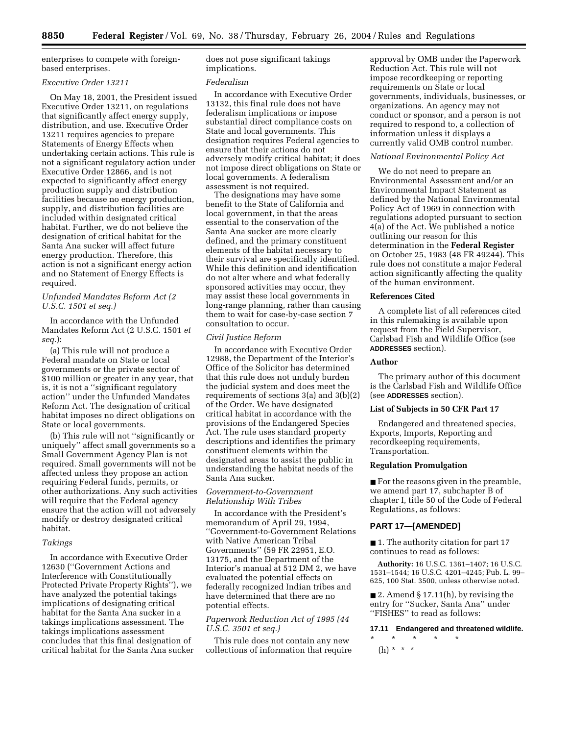enterprises to compete with foreign-based enterprises.

*Executive Order 13211*

On May 18, 2001, the President issued Executive Order 13211, on regulations that significantly affect energy supply, distribution, and use. Executive Order 13211 requires agencies to prepare Statements of Energy Effects when undertaking certain actions. This rule is not a significant regulatory action under Executive Order 12866, and is not expected to significantly affect energy production supply and distribution facilities because no energy production, supply, and distribution facilities are included within designated critical habitat. Further, we do not believe the designation of critical habitat for the Santa Ana sucker will affect future energy production. Therefore, this action is not a significant energy action and no Statement of Energy Effects is required.

*Unfunded Mandates Reform Act (2 U.S.C. 1501 et seq.)*

In accordance with the Unfunded Mandates Reform Act (2 U.S.C. 1501 *et seq.*):

(a) This rule will not produce a Federal mandate on State or local governments or the private sector of $100 million or greater in any year, that is, it is not a ''significant regulatory action'' under the Unfunded Mandates Reform Act. The designation of critical habitat imposes no direct obligations on State or local governments.

(b) This rule will not ''significantly or uniquely'' affect small governments so a Small Government Agency Plan is not required. Small governments will not be affected unless they propose an action requiring Federal funds, permits, or other authorizations. Any such activities will require that the Federal agency ensure that the action will not adversely modify or destroy designated critical habitat.

*Takings*

In accordance with Executive Order 12630 (''Government Actions and Interference with Constitutionally Protected Private Property Rights''), we have analyzed the potential takings implications of designating critical habitat for the Santa Ana sucker in a takings implications assessment. The takings implications assessment concludes that this final designation of critical habitat for the Santa Ana sucker does not pose significant takings implications.

*Federalism*

In accordance with Executive Order 13132, this final rule does not have federalism implications or impose substantial direct compliance costs on State and local governments. This designation requires Federal agencies to ensure that their actions do not adversely modify critical habitat; it does not impose direct obligations on State or local governments. A federalism assessment is not required.

The designations may have some benefit to the State of California and local government, in that the areas essential to the conservation of the Santa Ana sucker are more clearly defined, and the primary constituent elements of the habitat necessary to their survival are specifically identified. While this definition and identification do not alter where and what federally sponsored activities may occur, they may assist these local governments in long-range planning, rather than causing them to wait for case-by-case section 7 consultation to occur.

*Civil Justice Reform*

In accordance with Executive Order 12988, the Department of the Interior's Office of the Solicitor has determined that this rule does not unduly burden the judicial system and does meet the requirements of sections 3(a) and 3(b)(2) of the Order. We have designated critical habitat in accordance with the provisions of the Endangered Species Act. The rule uses standard property descriptions and identifies the primary constituent elements within the designated areas to assist the public in understanding the habitat needs of the Santa Ana sucker.

*Government-to-Government Relationship With Tribes*

In accordance with the President's memorandum of April 29, 1994, ''Government-to-Government Relations with Native American Tribal Governments'' (59 FR 22951, E.O. 13175, and the Department of the Interior's manual at 512 DM 2, we have evaluated the potential effects on federally recognized Indian tribes and have determined that there are no potential effects.

*Paperwork Reduction Act of 1995 (44 U.S.C. 3501 et seq.)*

This rule does not contain any new collections of information that require approval by OMB under the Paperwork Reduction Act. This rule will not impose recordkeeping or reporting requirements on State or local governments, individuals, businesses, or organizations. An agency may not conduct or sponsor, and a person is not required to respond to, a collection of information unless it displays a currently valid OMB control number.

*National Environmental Policy Act*

We do not need to prepare an Environmental Assessment and/or an Environmental Impact Statement as defined by the National Environmental Policy Act of 1969 in connection with regulations adopted pursuant to section 4(a) of the Act. We published a notice outlining our reason for this determination in the **Federal Register** on October 25, 1983 (48 FR 49244). This rule does not constitute a major Federal action significantly affecting the quality of the human environment.

**References Cited**

A complete list of all references cited in this rulemaking is available upon request from the Field Supervisor, Carlsbad Fish and Wildlife Office (see **ADDRESSES** section).

**Author**

The primary author of this document is the Carlsbad Fish and Wildlife Office (see **ADDRESSES** section).

**List of Subjects in 50 CFR Part 17**

Endangered and threatened species, Exports, Imports, Reporting and recordkeeping requirements, Transportation.

**Regulation Promulgation**

■ For the reasons given in the preamble, we amend part 17, subchapter B of chapter I, title 50 of the Code of Federal Regulations, as follows:

## PART 17—[AMENDED]

■ 1. The authority citation for part 17 continues to read as follows:

**Authority:** 16 U.S.C. 1361–1407; 16 U.S.C. 1531–1544; 16 U.S.C. 4201–4245; Pub. L. 99–625, 100 Stat. 3500, unless otherwise noted.

■ 2. Amend § 17.11(h), by revising the entry for ''Sucker, Santa Ana'' under ''FISHES'' to read as follows:

**17.11 Endangered and threatened wildlife.**

\* \* \* \* \*

(h) \* \* \*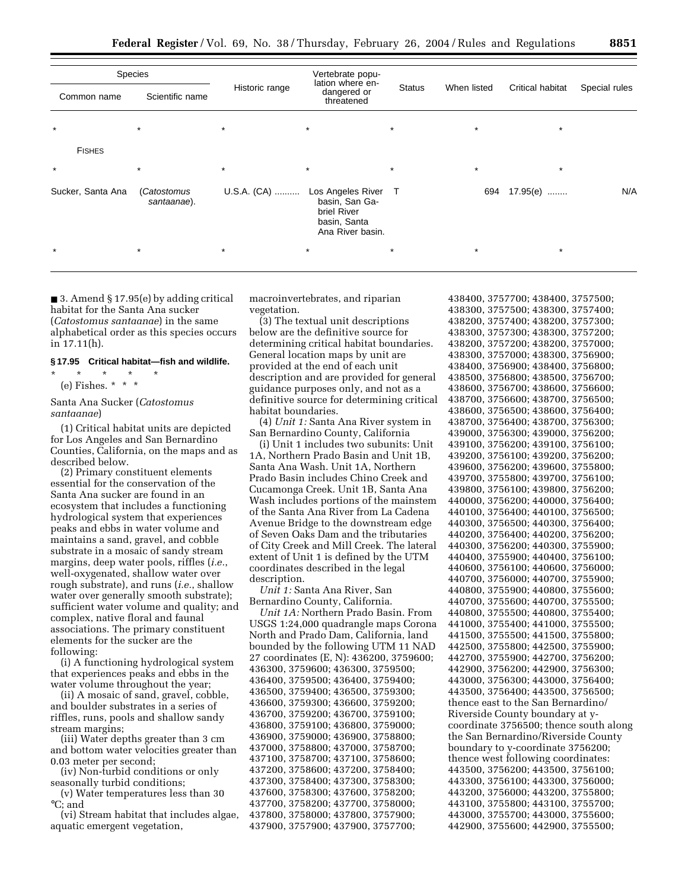| Species | | Historic range | Vertebrate population where endangered or threatened | Status | When listed | Critical habitat | Special rules |
|---|---|---|---|---|---|---|---|
| Common name | Scientific name | | | | | | |
| * | * | * | * | * | * | * | |
| FISHES | | | | | | | |
| * | * | * | * | * | * | * | |
| Sucker, Santa Ana | (*Catostomus santaanae*). | U.S.A. (CA) .......... | Los Angeles River basin, San Gabriel River basin, Santa Ana River basin. | T | 694 | 17.95(e) ........ | N/A |
| * | * | * | * | * | * | * | |

■ 3. Amend § 17.95(e) by adding critical habitat for the Santa Ana sucker (*Catostomus santaanae*) in the same alphabetical order as this species occurs in 17.11(h).

**§ 17.95 Critical habitat—fish and wildlife.**

\* \* \* \* \*

(e) Fishes. \* \* \*

Santa Ana Sucker (*Catostomus santaanae*)

(1) Critical habitat units are depicted for Los Angeles and San Bernardino Counties, California, on the maps and as described below.

(2) Primary constituent elements essential for the conservation of the Santa Ana sucker are found in an ecosystem that includes a functioning hydrological system that experiences peaks and ebbs in water volume and maintains a sand, gravel, and cobble substrate in a mosaic of sandy stream margins, deep water pools, riffles (*i.e.*, well-oxygenated, shallow water over rough substrate), and runs (*i.e.*, shallow water over generally smooth substrate); sufficient water volume and quality; and complex, native floral and faunal associations. The primary constituent elements for the sucker are the following:

(i) A functioning hydrological system that experiences peaks and ebbs in the water volume throughout the year;

(ii) A mosaic of sand, gravel, cobble, and boulder substrates in a series of riffles, runs, pools and shallow sandy stream margins;

(iii) Water depths greater than 3 cm and bottom water velocities greater than 0.03 meter per second;

(iv) Non-turbid conditions or only seasonally turbid conditions;

(v) Water temperatures less than 30 °C; and

(vi) Stream habitat that includes algae, aquatic emergent vegetation, macroinvertebrates, and riparian vegetation.

(3) The textual unit descriptions below are the definitive source for determining critical habitat boundaries. General location maps by unit are provided at the end of each unit description and are provided for general guidance purposes only, and not as a definitive source for determining critical habitat boundaries.

(4) *Unit 1:* Santa Ana River system in San Bernardino County, California

(i) Unit 1 includes two subunits: Unit 1A, Northern Prado Basin and Unit 1B, Santa Ana Wash. Unit 1A, Northern Prado Basin includes Chino Creek and Cucamonga Creek. Unit 1B, Santa Ana Wash includes portions of the mainstem of the Santa Ana River from La Cadena Avenue Bridge to the downstream edge of Seven Oaks Dam and the tributaries of City Creek and Mill Creek. The lateral extent of Unit 1 is defined by the UTM coordinates described in the legal description.

*Unit 1:* Santa Ana River, San Bernardino County, California.

*Unit 1A:* Northern Prado Basin. From USGS 1:24,000 quadrangle maps Corona North and Prado Dam, California, land bounded by the following UTM 11 NAD 27 coordinates (E, N): 436200, 3759600; 436300, 3759600; 436300, 3759500; 436400, 3759500; 436400, 3759400; 436500, 3759400; 436500, 3759300; 436600, 3759300; 436600, 3759200; 436700, 3759200; 436700, 3759100; 436800, 3759100; 436800, 3759000; 436900, 3759000; 436900, 3758800; 437000, 3758800; 437000, 3758700; 437100, 3758700; 437100, 3758600; 437200, 3758600; 437200, 3758400; 437300, 3758400; 437300, 3758300; 437600, 3758300; 437600, 3758200; 437700, 3758200; 437700, 3758000; 437800, 3758000; 437800, 3757900; 437900, 3757900; 437900, 3757700; 438400, 3757700; 438400, 3757500; 438300, 3757500; 438300, 3757400; 438200, 3757400; 438200, 3757300; 438300, 3757300; 438300, 3757200; 438200, 3757200; 438200, 3757000; 438300, 3757000; 438300, 3756900; 438400, 3756900; 438400, 3756800; 438500, 3756800; 438500, 3756700; 438600, 3756700; 438600, 3756600; 438700, 3756600; 438700, 3756500; 438600, 3756500; 438600, 3756400; 438700, 3756400; 438700, 3756300; 439000, 3756300; 439000, 3756200; 439100, 3756200; 439100, 3756100; 439200, 3756100; 439200, 3756200; 439600, 3756200; 439600, 3755800; 439700, 3755800; 439700, 3756100; 439800, 3756100; 439800, 3756200; 440000, 3756200; 440000, 3756400; 440100, 3756400; 440100, 3756500; 440300, 3756500; 440300, 3756400; 440200, 3756400; 440200, 3756200; 440300, 3756200; 440300, 3755900; 440400, 3755900; 440400, 3756100; 440600, 3756100; 440600, 3756000; 440700, 3756000; 440700, 3755900; 440800, 3755900; 440800, 3755600; 440700, 3755600; 440700, 3755500; 440800, 3755500; 440800, 3755400; 441000, 3755400; 441000, 3755500; 441500, 3755500; 441500, 3755800; 442500, 3755800; 442500, 3755900; 442700, 3755900; 442700, 3756200; 442900, 3756200; 442900, 3756300; 443000, 3756300; 443000, 3756400; 443500, 3756400; 443500, 3756500; thence east to the San Bernardino/Riverside County boundary at y-coordinate 3756500; thence south along the San Bernardino/Riverside County boundary to y-coordinate 3756200; thence west following coordinates: 443500, 3756200; 443500, 3756100; 443300, 3756100; 443300, 3756000; 443200, 3756000; 443200, 3755800; 443100, 3755800; 443100, 3755700; 443000, 3755700; 443000, 3755600; 442900, 3755600; 442900, 3755500;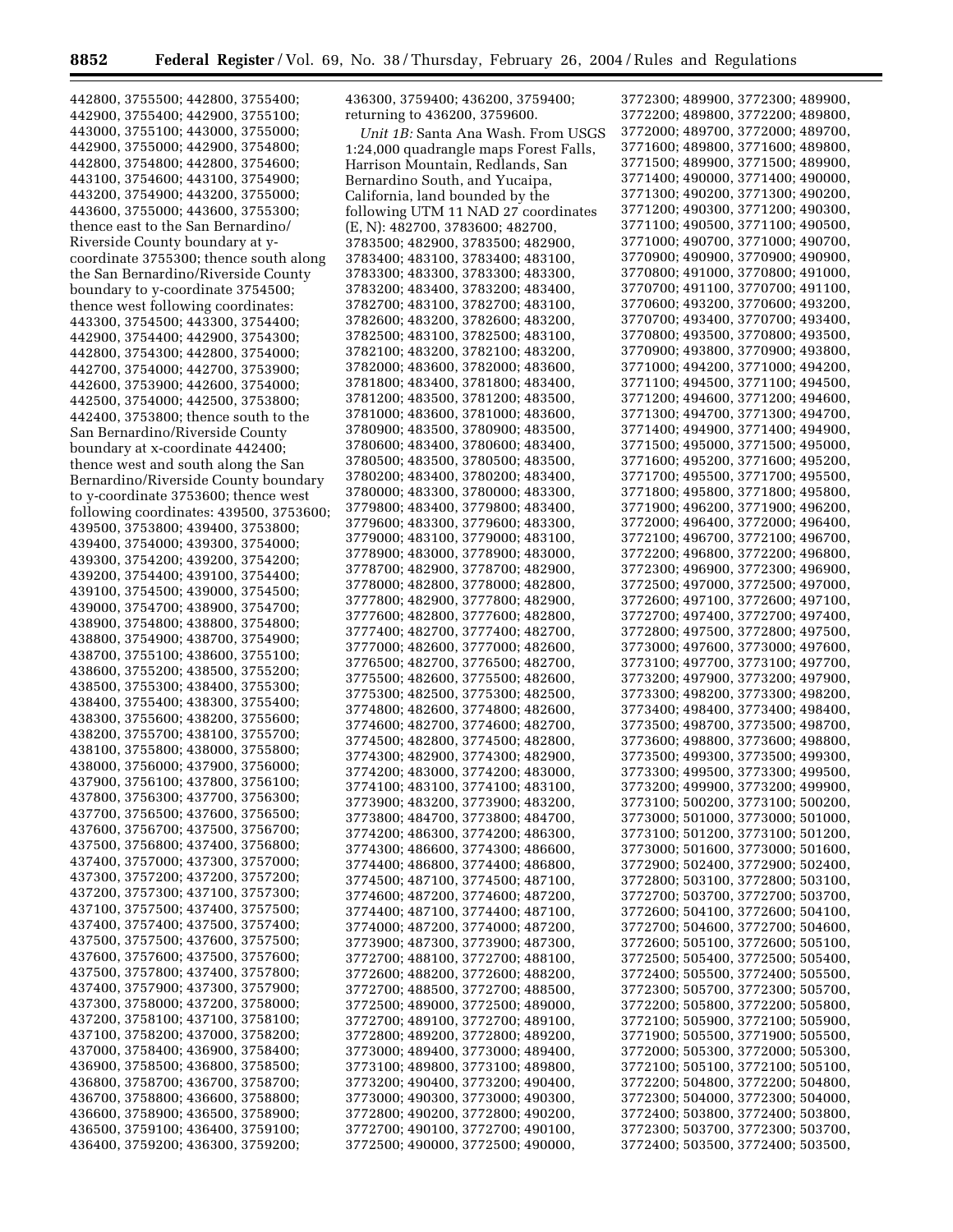442800, 3755500; 442800, 3755400; 442900, 3755400; 442900, 3755100; 443000, 3755100; 443000, 3755000; 442900, 3755000; 442900, 3754800; 442800, 3754800; 442800, 3754600; 443100, 3754600; 443100, 3754900; 443200, 3754900; 443200, 3755000; 443600, 3755000; 443600, 3755300; thence east to the San Bernardino/ Riverside County boundary at y-coordinate 3755300; thence south along the San Bernardino/Riverside County boundary to y-coordinate 3754500; thence west following coordinates: 443300, 3754500; 443300, 3754400; 442900, 3754400; 442900, 3754300; 442800, 3754300; 442800, 3754000; 442700, 3754000; 442700, 3753900; 442600, 3753900; 442600, 3754000; 442500, 3754000; 442500, 3753800; 442400, 3753800; thence south to the San Bernardino/Riverside County boundary at x-coordinate 442400; thence west and south along the San Bernardino/Riverside County boundary to y-coordinate 3753600; thence west following coordinates: 439500, 3753600; 439500, 3753800; 439400, 3753800; 439400, 3754000; 439300, 3754000; 439300, 3754200; 439200, 3754200; 439200, 3754400; 439100, 3754400; 439100, 3754500; 439000, 3754500; 439000, 3754700; 438900, 3754700; 438900, 3754800; 438800, 3754800; 438800, 3754900; 438700, 3754900; 438700, 3755100; 438600, 3755100; 438600, 3755200; 438500, 3755200; 438500, 3755300; 438400, 3755300; 438400, 3755400; 438300, 3755400; 438300, 3755600; 438200, 3755600; 438200, 3755700; 438100, 3755700; 438100, 3755800; 438000, 3755800; 438000, 3756000; 437900, 3756000; 437900, 3756100; 437800, 3756100; 437800, 3756300; 437700, 3756300; 437700, 3756500; 437600, 3756500; 437600, 3756700; 437500, 3756700; 437500, 3756800; 437400, 3756800; 437400, 3757000; 437300, 3757000; 437300, 3757200; 437200, 3757200; 437200, 3757300; 437100, 3757300; 437100, 3757500; 437400, 3757500; 437400, 3757400; 437500, 3757400; 437500, 3757500; 437600, 3757500; 437600, 3757600; 437500, 3757600; 437500, 3757800; 437400, 3757800; 437400, 3757900; 437300, 3757900; 437300, 3758000; 437200, 3758000; 437200, 3758100; 437100, 3758100; 437100, 3758200; 437000, 3758200; 437000, 3758400; 436900, 3758400; 436900, 3758500; 436800, 3758500; 436800, 3758700; 436700, 3758700; 436700, 3758800; 436600, 3758800; 436600, 3758900; 436500, 3758900; 436500, 3759100; 436400, 3759100; 436400, 3759200; 436300, 3759200; 436300, 3759400; 436200, 3759400; returning to 436200, 3759600.

*Unit 1B:* Santa Ana Wash. From USGS 1:24,000 quadrangle maps Forest Falls, Harrison Mountain, Redlands, San Bernardino South, and Yucaipa, California, land bounded by the following UTM 11 NAD 27 coordinates (E, N): 482700, 3783600; 482700, 3783500; 482900, 3783500; 482900, 3783400; 483100, 3783400; 483100, 3783300; 483300, 3783300; 483300, 3783200; 483400, 3783200; 483400, 3782700; 483100, 3782700; 483100, 3782600; 483200, 3782600; 483200, 3782500; 483100, 3782500; 483100, 3782100; 483200, 3782100; 483200, 3782000; 483600, 3782000; 483600, 3781800; 483400, 3781800; 483400, 3781200; 483500, 3781200; 483500, 3781000; 483600, 3781000; 483600, 3780900; 483500, 3780900; 483500, 3780600; 483400, 3780600; 483400, 3780500; 483500, 3780500; 483500, 3780200; 483400, 3780200; 483400, 3780000; 483300, 3780000; 483300, 3779800; 483400, 3779800; 483400, 3779600; 483300, 3779600; 483300, 3779000; 483100, 3779000; 483100, 3778900; 483000, 3778900; 483000, 3778700; 482900, 3778700; 482900, 3778000; 482800, 3778000; 482800, 3777800; 482900, 3777800; 482900, 3777600; 482800, 3777600; 482800, 3777400; 482700, 3777400; 482700, 3777000; 482600, 3777000; 482600, 3776500; 482700, 3776500; 482700, 3775500; 482600, 3775500; 482600, 3775300; 482500, 3775300; 482500, 3774800; 482600, 3774800; 482600, 3774600; 482700, 3774600; 482700, 3774500; 482800, 3774500; 482800, 3774300; 482900, 3774300; 482900, 3774200; 483000, 3774200; 483000, 3774100; 483100, 3774100; 483100, 3773900; 483200, 3773900; 483200, 3773800; 484700, 3773800; 484700, 3774200; 486300, 3774200; 486300, 3774300; 486600, 3774300; 486600, 3774400; 486800, 3774400; 486800, 3774500; 487100, 3774500; 487100, 3774600; 487200, 3774600; 487200, 3774400; 487100, 3774400; 487100, 3774000; 487200, 3774000; 487200, 3773900; 487300, 3773900; 487300, 3772700; 488100, 3772700; 488100, 3772600; 488200, 3772600; 488200, 3772700; 488500, 3772700; 488500, 3772500; 489000, 3772500; 489000, 3772700; 489100, 3772700; 489100, 3772800; 489200, 3772800; 489200, 3773000; 489400, 3773000; 489400, 3773100; 489800, 3773100; 489800, 3773200; 490400, 3773200; 490400, 3773000; 490300, 3773000; 490300, 3772800; 490200, 3772800; 490200, 3772700; 490100, 3772700; 490100, 3772500; 490000, 3772500; 490000, 3772300; 489900, 3772300; 489900, 3772200; 489800, 3772200; 489800, 3772000; 489700, 3772000; 489700, 3771600; 489800, 3771600; 489800, 3771500; 489900, 3771500; 489900, 3771400; 490000, 3771400; 490000, 3771300; 490200, 3771300; 490200, 3771200; 490300, 3771200; 490300, 3771100; 490500, 3771100; 490500, 3771000; 490700, 3771000; 490700, 3770900; 490900, 3770900; 490900, 3770800; 491000, 3770800; 491000, 3770700; 491100, 3770700; 491100, 3770600; 493200, 3770600; 493200, 3770700; 493400, 3770700; 493400, 3770800; 493500, 3770800; 493500, 3770900; 493800, 3770900; 493800, 3771000; 494200, 3771000; 494200, 3771100; 494500, 3771100; 494500, 3771200; 494600, 3771200; 494600, 3771300; 494700, 3771300; 494700, 3771400; 494900, 3771400; 494900, 3771500; 495000, 3771500; 495000, 3771600; 495200, 3771600; 495200, 3771700; 495500, 3771700; 495500, 3771800; 495800, 3771800; 495800, 3771900; 496200, 3771900; 496200, 3772000; 496400, 3772000; 496400, 3772100; 496700, 3772100; 496700, 3772200; 496800, 3772200; 496800, 3772300; 496900, 3772300; 496900, 3772500; 497000, 3772500; 497000, 3772600; 497100, 3772600; 497100, 3772700; 497400, 3772700; 497400, 3772800; 497500, 3772800; 497500, 3773000; 497600, 3773000; 497600, 3773100; 497700, 3773100; 497700, 3773200; 497900, 3773200; 497900, 3773300; 498200, 3773300; 498200, 3773400; 498400, 3773400; 498400, 3773500; 498700, 3773500; 498700, 3773600; 498800, 3773600; 498800, 3773500; 499300, 3773500; 499300, 3773300; 499500, 3773300; 499500, 3773200; 499900, 3773200; 499900, 3773100; 500200, 3773100; 500200, 3773000; 501000, 3773000; 501000, 3773100; 501200, 3773100; 501200, 3773000; 501600, 3773000; 501600, 3772900; 502400, 3772900; 502400, 3772800; 503100, 3772800; 503100, 3772700; 503700, 3772700; 503700, 3772600; 504100, 3772600; 504100, 3772700; 504600, 3772700; 504600, 3772600; 505100, 3772600; 505100, 3772500; 505400, 3772500; 505400, 3772400; 505500, 3772400; 505500, 3772300; 505700, 3772300; 505700, 3772200; 505800, 3772200; 505800, 3772100; 505900, 3772100; 505900, 3771900; 505500, 3771900; 505500, 3772000; 505300, 3772000; 505300, 3772100; 505100, 3772100; 505100, 3772200; 504800, 3772200; 504800, 3772300; 504000, 3772300; 504000, 3772400; 503800, 3772400; 503800, 3772300; 503700, 3772300; 503700, 3772400; 503500, 3772400; 503500,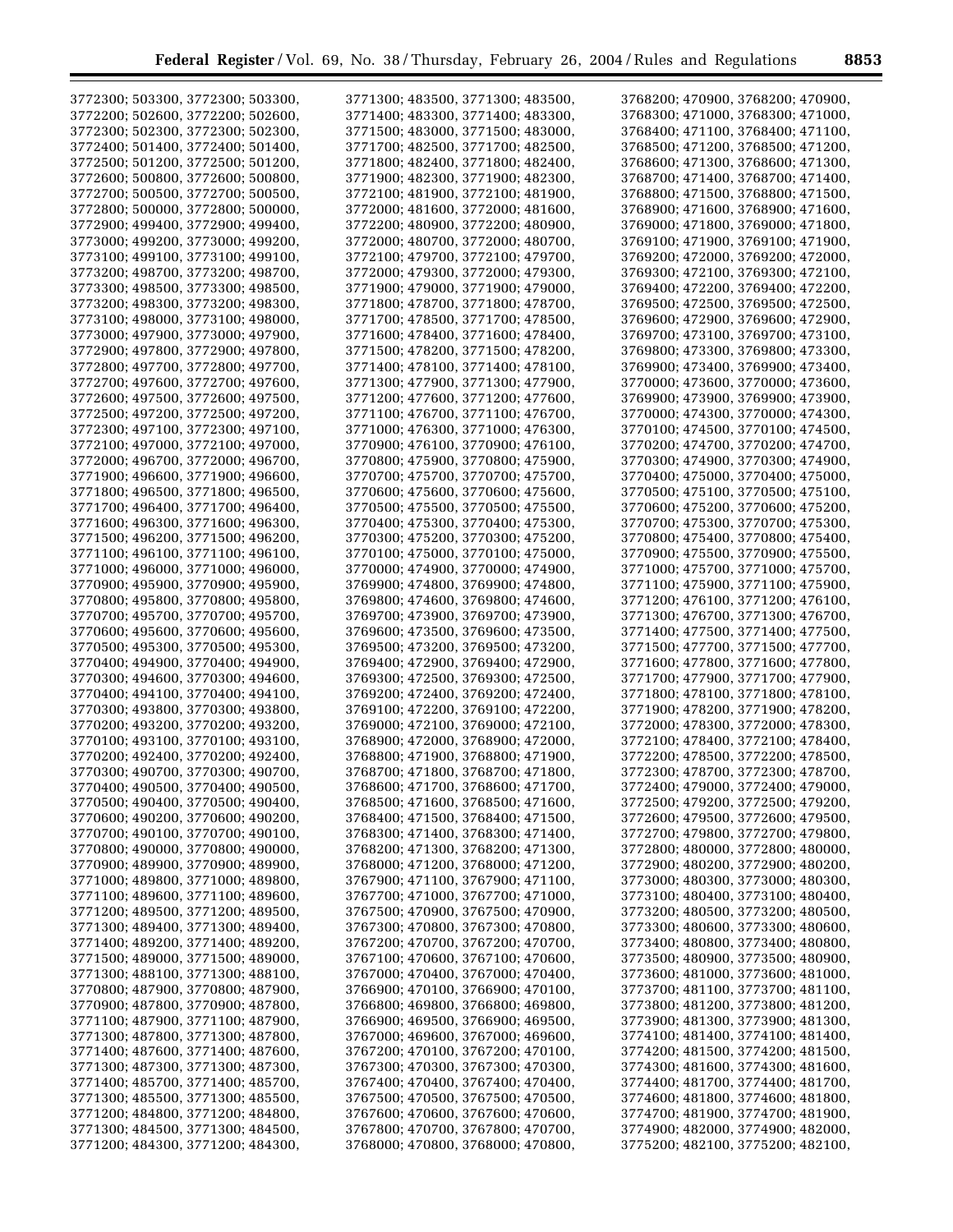3772300; 503300, 3772300; 503300, 3772200; 502600, 3772200; 502600, 3772300; 502300, 3772300; 502300, 3772400; 501400, 3772400; 501400, 3772500; 501200, 3772500; 501200, 3772600; 500800, 3772600; 500800, 3772700; 500500, 3772700; 500500, 3772800; 500000, 3772800; 500000, 3772900; 499400, 3772900; 499400, 3773000; 499200, 3773000; 499200, 3773100; 499100, 3773100; 499100, 3773200; 498700, 3773200; 498700, 3773300; 498500, 3773300; 498500, 3773200; 498300, 3773200; 498300, 3773100; 498000, 3773100; 498000, 3773000; 497900, 3773000; 497900, 3772900; 497800, 3772900; 497800, 3772800; 497700, 3772800; 497700, 3772700; 497600, 3772700; 497600, 3772600; 497500, 3772600; 497500, 3772500; 497200, 3772500; 497200, 3772300; 497100, 3772300; 497100, 3772100; 497000, 3772100; 497000, 3772000; 496700, 3772000; 496700, 3771900; 496600, 3771900; 496600, 3771800; 496500, 3771800; 496500, 3771700; 496400, 3771700; 496400, 3771600; 496300, 3771600; 496300, 3771500; 496200, 3771500; 496200, 3771100; 496100, 3771100; 496100, 3771000; 496000, 3771000; 496000, 3770900; 495900, 3770900; 495900, 3770800; 495800, 3770800; 495800, 3770700; 495700, 3770700; 495700, 3770600; 495600, 3770600; 495600, 3770500; 495300, 3770500; 495300, 3770400; 494900, 3770400; 494900, 3770300; 494600, 3770300; 494600, 3770400; 494100, 3770400; 494100, 3770300; 493800, 3770300; 493800, 3770200; 493200, 3770200; 493200, 3770100; 493100, 3770100; 493100, 3770200; 492400, 3770200; 492400, 3770300; 490700, 3770300; 490700, 3770400; 490500, 3770400; 490500, 3770500; 490400, 3770500; 490400, 3770600; 490200, 3770600; 490200, 3770700; 490100, 3770700; 490100, 3770800; 490000, 3770800; 490000, 3770900; 489900, 3770900; 489900, 3771000; 489800, 3771000; 489800, 3771100; 489600, 3771100; 489600, 3771200; 489500, 3771200; 489500, 3771300; 489400, 3771300; 489400, 3771400; 489200, 3771400; 489200, 3771500; 489000, 3771500; 489000, 3771300; 488100, 3771300; 488100, 3770800; 487900, 3770800; 487900, 3770900; 487800, 3770900; 487800, 3771100; 487900, 3771100; 487900, 3771300; 487800, 3771300; 487800, 3771400; 487600, 3771400; 487600, 3771300; 487300, 3771300; 487300, 3771400; 485700, 3771400; 485700, 3771300; 485500, 3771300; 485500, 3771200; 484800, 3771200; 484800, 3771300; 484500, 3771300; 484500, 3771200; 484300, 3771200; 484300, 3771300; 483500, 3771300; 483500, 3771400; 483300, 3771400; 483300, 3771500; 483000, 3771500; 483000, 3771700; 482500, 3771700; 482500, 3771800; 482400, 3771800; 482400, 3771900; 482300, 3771900; 482300, 3772100; 481900, 3772100; 481900, 3772000; 481600, 3772000; 481600, 3772200; 480900, 3772200; 480900, 3772000; 480700, 3772000; 480700, 3772100; 479700, 3772100; 479700, 3772000; 479300, 3772000; 479300, 3771900; 479000, 3771900; 479000, 3771800; 478700, 3771800; 478700, 3771700; 478500, 3771700; 478500, 3771600; 478400, 3771600; 478400, 3771500; 478200, 3771500; 478200, 3771400; 478100, 3771400; 478100, 3771300; 477900, 3771300; 477900, 3771200; 477600, 3771200; 477600, 3771100; 476700, 3771100; 476700, 3771000; 476300, 3771000; 476300, 3770900; 476100, 3770900; 476100, 3770800; 475900, 3770800; 475900, 3770700; 475700, 3770700; 475700, 3770600; 475600, 3770600; 475600, 3770500; 475500, 3770500; 475500, 3770400; 475300, 3770400; 475300, 3770300; 475200, 3770300; 475200, 3770100; 475000, 3770100; 475000, 3770000; 474900, 3770000; 474900, 3769900; 474800, 3769900; 474800, 3769800; 474600, 3769800; 474600, 3769700; 473900, 3769700; 473900, 3769600; 473500, 3769600; 473500, 3769500; 473200, 3769500; 473200, 3769400; 472900, 3769400; 472900, 3769300; 472500, 3769300; 472500, 3769200; 472400, 3769200; 472400, 3769100; 472200, 3769100; 472200, 3769000; 472100, 3769000; 472100, 3768900; 472000, 3768900; 472000, 3768800; 471900, 3768800; 471900, 3768700; 471800, 3768700; 471800, 3768600; 471700, 3768600; 471700, 3768500; 471600, 3768500; 471600, 3768400; 471500, 3768400; 471500, 3768300; 471400, 3768300; 471400, 3768200; 471300, 3768200; 471300, 3768000; 471200, 3768000; 471200, 3767900; 471100, 3767900; 471100, 3767700; 471000, 3767700; 471000, 3767500; 470900, 3767500; 470900, 3767300; 470800, 3767300; 470800, 3767200; 470700, 3767200; 470700, 3767100; 470600, 3767100; 470600, 3767000; 470400, 3767000; 470400, 3766900; 470100, 3766900; 470100, 3766800; 469800, 3766800; 469800, 3766900; 469500, 3766900; 469500, 3767000; 469600, 3767000; 469600, 3767200; 470100, 3767200; 470100, 3767300; 470300, 3767300; 470300, 3767400; 470400, 3767400; 470400, 3767500; 470500, 3767500; 470500, 3767600; 470600, 3767600; 470600, 3767800; 470700, 3767800; 470700, 3768000; 470800, 3768000; 470800, 3768200; 470900, 3768200; 470900, 3768300; 471000, 3768300; 471000, 3768400; 471100, 3768400; 471100, 3768500; 471200, 3768500; 471200, 3768600; 471300, 3768600; 471300, 3768700; 471400, 3768700; 471400, 3768800; 471500, 3768800; 471500, 3768900; 471600, 3768900; 471600, 3769000; 471800, 3769000; 471800, 3769100; 471900, 3769100; 471900, 3769200; 472000, 3769200; 472000, 3769300; 472100, 3769300; 472100, 3769400; 472200, 3769400; 472200, 3769500; 472500, 3769500; 472500, 3769600; 472900, 3769600; 472900, 3769700; 473100, 3769700; 473100, 3769800; 473300, 3769800; 473300, 3769900; 473400, 3769900; 473400, 3770000; 473600, 3770000; 473600, 3769900; 473900, 3769900; 473900, 3770000; 474300, 3770000; 474300, 3770100; 474500, 3770100; 474500, 3770200; 474700, 3770200; 474700, 3770300; 474900, 3770300; 474900, 3770400; 475000, 3770400; 475000, 3770500; 475100, 3770500; 475100, 3770600; 475200, 3770600; 475200, 3770700; 475300, 3770700; 475300, 3770800; 475400, 3770800; 475400, 3770900; 475500, 3770900; 475500, 3771000; 475700, 3771000; 475700, 3771100; 475900, 3771100; 475900, 3771200; 476100, 3771200; 476100, 3771300; 476700, 3771300; 476700, 3771400; 477500, 3771400; 477500, 3771500; 477700, 3771500; 477700, 3771600; 477800, 3771600; 477800, 3771700; 477900, 3771700; 477900, 3771800; 478100, 3771800; 478100, 3771900; 478200, 3771900; 478200, 3772000; 478300, 3772000; 478300, 3772100; 478400, 3772100; 478400, 3772200; 478500, 3772200; 478500, 3772300; 478700, 3772300; 478700, 3772400; 479000, 3772400; 479000, 3772500; 479200, 3772500; 479200, 3772600; 479500, 3772600; 479500, 3772700; 479800, 3772700; 479800, 3772800; 480000, 3772800; 480000, 3772900; 480200, 3772900; 480200, 3773000; 480300, 3773000; 480300, 3773100; 480400, 3773100; 480400, 3773200; 480500, 3773200; 480500, 3773300; 480600, 3773300; 480600, 3773400; 480800, 3773400; 480800, 3773500; 480900, 3773500; 480900, 3773600; 481000, 3773600; 481000, 3773700; 481100, 3773700; 481100, 3773800; 481200, 3773800; 481200, 3773900; 481300, 3773900; 481300, 3774100; 481400, 3774100; 481400, 3774200; 481500, 3774200; 481500, 3774300; 481600, 3774300; 481600, 3774400; 481700, 3774400; 481700, 3774600; 481800, 3774600; 481800, 3774700; 481900, 3774700; 481900, 3774900; 482000, 3774900; 482000, 3775200; 482100, 3775200; 482100,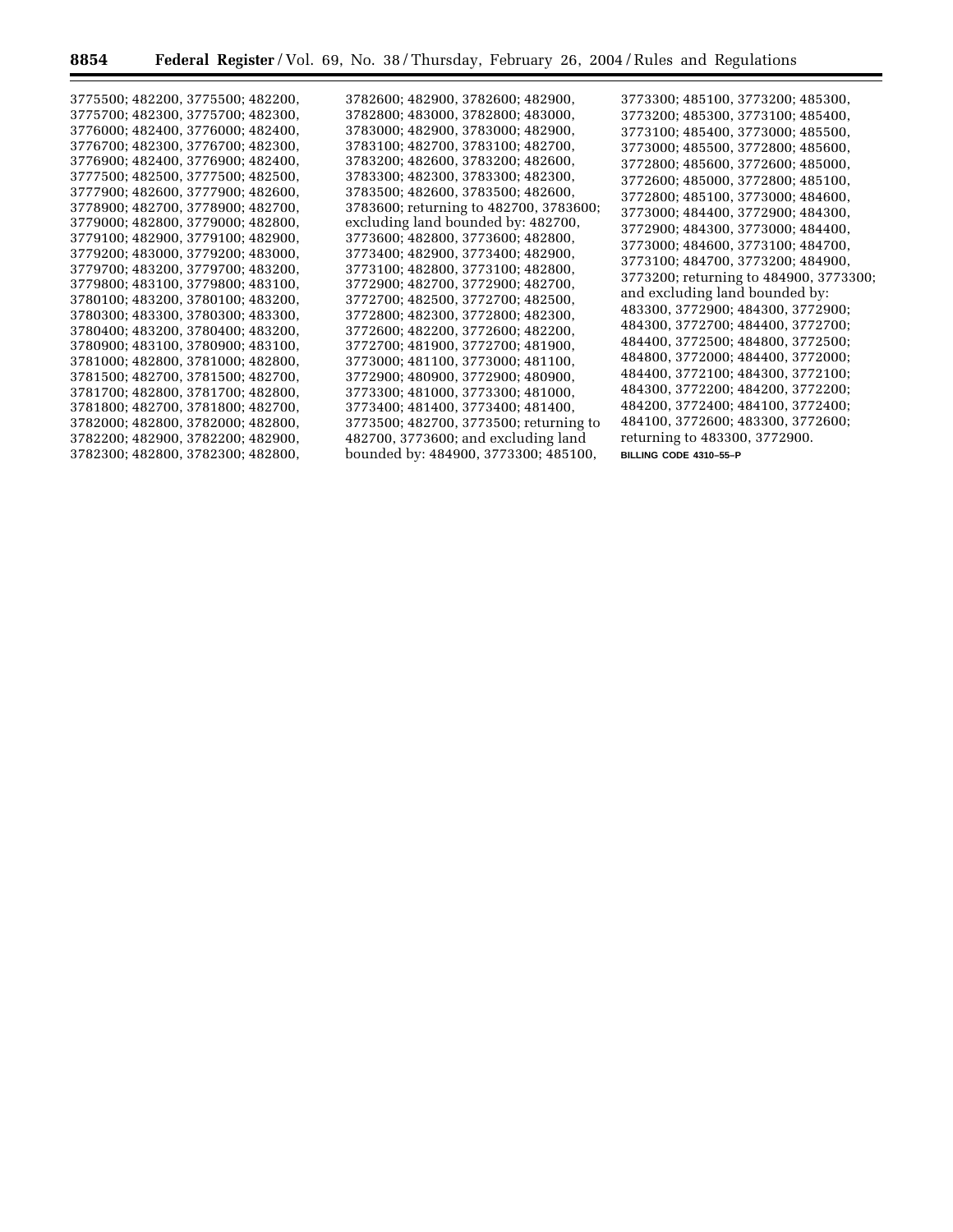3775500; 482200, 3775500; 482200, 3775700; 482300, 3775700; 482300, 3776000; 482400, 3776000; 482400, 3776700; 482300, 3776700; 482300, 3776900; 482400, 3776900; 482400, 3777500; 482500, 3777500; 482500, 3777900; 482600, 3777900; 482600, 3778900; 482700, 3778900; 482700, 3779000; 482800, 3779000; 482800, 3779100; 482900, 3779100; 482900, 3779200; 483000, 3779200; 483000, 3779700; 483200, 3779700; 483200, 3779800; 483100, 3779800; 483100, 3780100; 483200, 3780100; 483200, 3780300; 483300, 3780300; 483300, 3780400; 483200, 3780400; 483200, 3780900; 483100, 3780900; 483100, 3781000; 482800, 3781000; 482800, 3781500; 482700, 3781500; 482700, 3781700; 482800, 3781700; 482800, 3781800; 482700, 3781800; 482700, 3782000; 482800, 3782000; 482800, 3782200; 482900, 3782200; 482900, 3782300; 482800, 3782300; 482800, 3782600; 482900, 3782600; 482900, 3782800; 483000, 3782800; 483000, 3783000; 482900, 3783000; 482900, 3783100; 482700, 3783100; 482700, 3783200; 482600, 3783200; 482600, 3783300; 482300, 3783300; 482300, 3783500; 482600, 3783500; 482600, 3783600; returning to 482700, 3783600; excluding land bounded by: 482700, 3773600; 482800, 3773600; 482800, 3773400; 482900, 3773400; 482900, 3773100; 482800, 3773100; 482800, 3772900; 482700, 3772900; 482700, 3772700; 482500, 3772700; 482500, 3772800; 482300, 3772800; 482300, 3772600; 482200, 3772600; 482200, 3772700; 481900, 3772700; 481900, 3773000; 481100, 3773000; 481100, 3772900; 480900, 3772900; 480900, 3773300; 481000, 3773300; 481000, 3773400; 481400, 3773400; 481400, 3773500; 482700, 3773500; returning to 482700, 3773600; and excluding land bounded by: 484900, 3773300; 485100, 3773300; 485100, 3773200; 485300, 3773200; 485300, 3773100; 485400, 3773100; 485400, 3773000; 485500, 3773000; 485500, 3772800; 485600, 3772800; 485600, 3772600; 485000, 3772600; 485000, 3772800; 485100, 3772800; 485100, 3773000; 484600, 3773000; 484400, 3772900; 484300, 3772900; 484300, 3773000; 484400, 3773000; 484600, 3773100; 484700, 3773100; 484700, 3773200; 484900, 3773200; returning to 484900, 3773300; and excluding land bounded by: 483300, 3772900; 484300, 3772900; 484300, 3772700; 484400, 3772700; 484400, 3772500; 484800, 3772500; 484800, 3772000; 484400, 3772000; 484400, 3772100; 484300, 3772100; 484300, 3772200; 484200, 3772200; 484200, 3772400; 484100, 3772400; 484100, 3772600; 483300, 3772600; returning to 483300, 3772900.

BILLING CODE 4310–55–P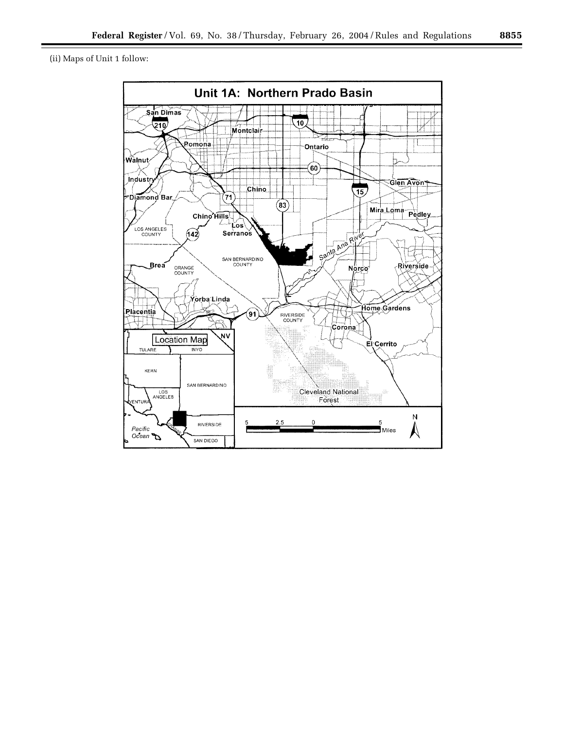(ii) Maps of Unit 1 follow:

Unit 1A: Northern Prado Basin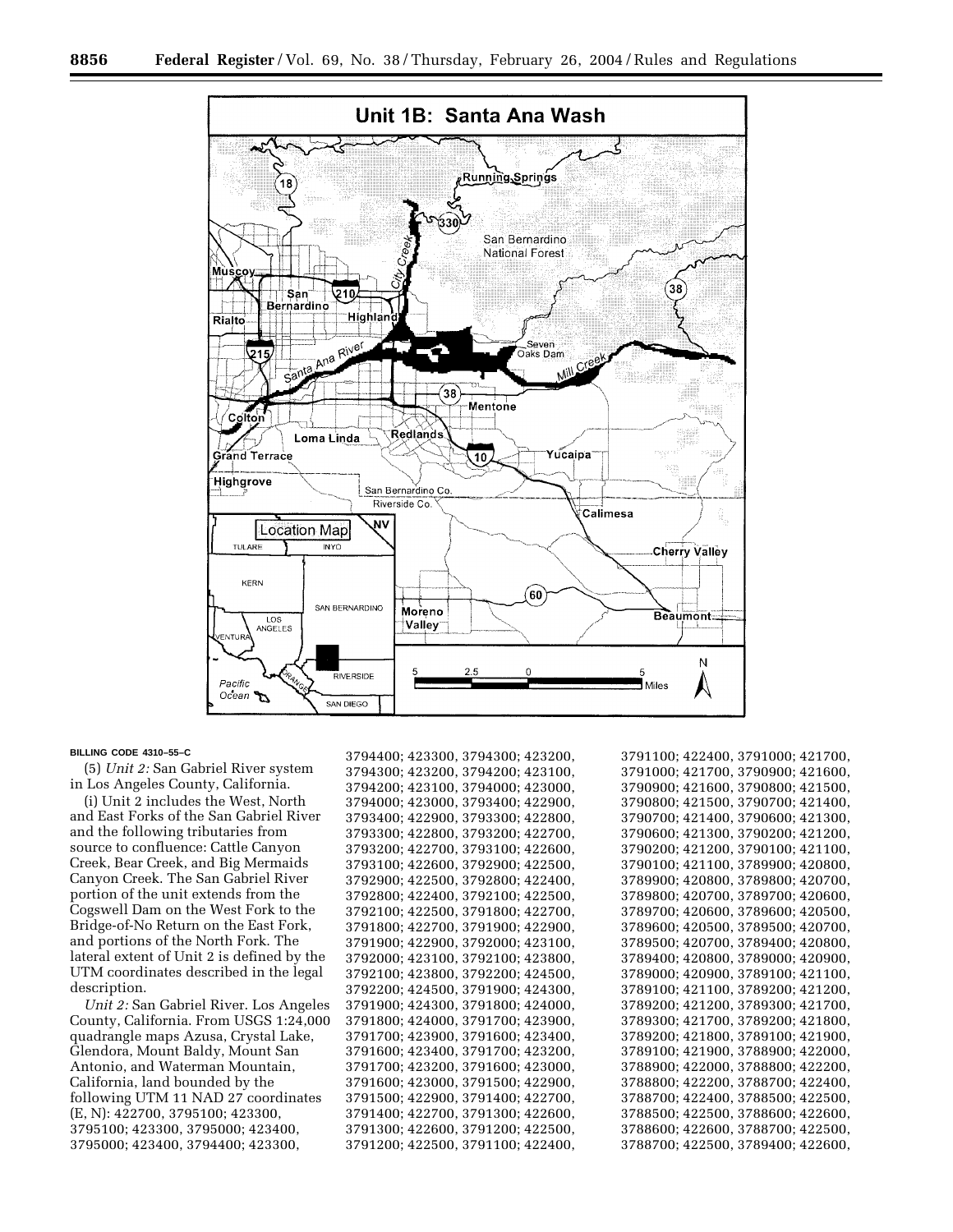**Unit 1B: Santa Ana Wash**

BILLING CODE 4310–55–C

(5) *Unit 2:* San Gabriel River system in Los Angeles County, California.

(i) Unit 2 includes the West, North and East Forks of the San Gabriel River and the following tributaries from source to confluence: Cattle Canyon Creek, Bear Creek, and Big Mermaids Canyon Creek. The San Gabriel River portion of the unit extends from the Cogswell Dam on the West Fork to the Bridge-of-No Return on the East Fork, and portions of the North Fork. The lateral extent of Unit 2 is defined by the UTM coordinates described in the legal description.

*Unit 2:* San Gabriel River. Los Angeles County, California. From USGS 1:24,000 quadrangle maps Azusa, Crystal Lake, Glendora, Mount Baldy, Mount San Antonio, and Waterman Mountain, California, land bounded by the following UTM 11 NAD 27 coordinates (E, N): 422700, 3795100; 423300, 3795100; 423300, 3795000; 423400, 3795000; 423400, 3794400; 423300, 3794400; 423300, 3794300; 423200, 3794300; 423200, 3794200; 423100, 3794200; 423100, 3794000; 423000, 3794000; 423000, 3793400; 422900, 3793400; 422900, 3793300; 422800, 3793300; 422800, 3793200; 422700, 3793200; 422700, 3793100; 422600, 3793100; 422600, 3792900; 422500, 3792900; 422500, 3792800; 422400, 3792800; 422400, 3792100; 422500, 3792100; 422500, 3791800; 422700, 3791800; 422700, 3791900; 422900, 3791900; 422900, 3792000; 423100, 3792000; 423100, 3792100; 423800, 3792100; 423800, 3792200; 424500, 3792200; 424500, 3791900; 424300, 3791900; 424300, 3791800; 424000, 3791800; 424000, 3791700; 423900, 3791700; 423900, 3791600; 423400, 3791600; 423400, 3791700; 423200, 3791700; 423200, 3791600; 423000, 3791600; 423000, 3791500; 422900, 3791500; 422900, 3791400; 422700, 3791400; 422700, 3791300; 422600, 3791300; 422600, 3791200; 422500, 3791200; 422500, 3791100; 422400, 3791100; 422400, 3791000; 421700, 3791000; 421700, 3790900; 421600, 3790900; 421600, 3790800; 421500, 3790800; 421500, 3790700; 421400, 3790700; 421400, 3790600; 421300, 3790600; 421300, 3790200; 421200, 3790200; 421200, 3790100; 421100, 3790100; 421100, 3789900; 420800, 3789900; 420800, 3789800; 420700, 3789800; 420700, 3789700; 420600, 3789700; 420600, 3789600; 420500, 3789600; 420500, 3789500; 420700, 3789500; 420700, 3789400; 420800, 3789400; 420800, 3789000; 420900, 3789000; 420900, 3789100; 421100, 3789100; 421100, 3789200; 421200, 3789200; 421200, 3789300; 421700, 3789300; 421700, 3789200; 421800, 3789200; 421800, 3789100; 421900, 3789100; 421900, 3788900; 422000, 3788900; 422000, 3788800; 422200, 3788800; 422200, 3788700; 422400, 3788700; 422400, 3788500; 422500, 3788500; 422500, 3788600; 422600, 3788600; 422600, 3788700; 422500, 3788700; 422500, 3789400; 422600,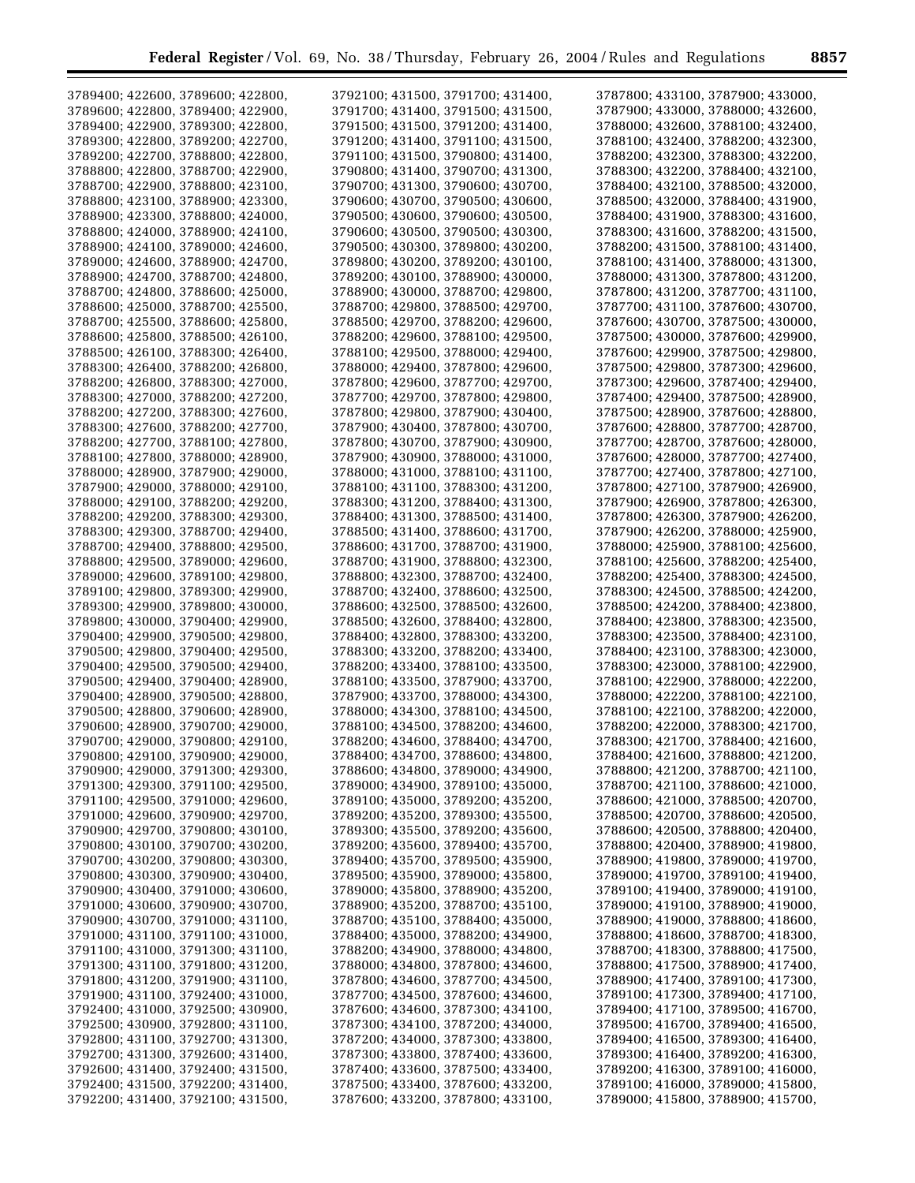3789400; 422600, 3789600; 422800, 3789600; 422800, 3789400; 422900, 3789400; 422900, 3789300; 422800, 3789300; 422800, 3789200; 422700, 3789200; 422700, 3788800; 422800, 3788800; 422800, 3788700; 422900, 3788700; 422900, 3788800; 423100, 3788800; 423100, 3788900; 423300, 3788900; 423300, 3788800; 424000, 3788800; 424000, 3788900; 424100, 3788900; 424100, 3789000; 424600, 3789000; 424600, 3788900; 424700, 3788900; 424700, 3788700; 424800, 3788700; 424800, 3788600; 425000, 3788600; 425000, 3788700; 425500, 3788700; 425500, 3788600; 425800, 3788600; 425800, 3788500; 426100, 3788500; 426100, 3788300; 426400, 3788300; 426400, 3788200; 426800, 3788200; 426800, 3788300; 427000, 3788300; 427000, 3788200; 427200, 3788200; 427200, 3788300; 427600, 3788300; 427600, 3788200; 427700, 3788200; 427700, 3788100; 427800, 3788100; 427800, 3788000; 428900, 3788000; 428900, 3787900; 429000, 3787900; 429000, 3788000; 429100, 3788000; 429100, 3788200; 429200, 3788200; 429200, 3788300; 429300, 3788300; 429300, 3788700; 429400, 3788700; 429400, 3788800; 429500, 3788800; 429500, 3789000; 429600, 3789000; 429600, 3789100; 429800, 3789100; 429800, 3789300; 429900, 3789300; 429900, 3789800; 430000, 3789800; 430000, 3790400; 429900, 3790400; 429900, 3790500; 429800, 3790500; 429800, 3790400; 429500, 3790400; 429500, 3790500; 429400, 3790500; 429400, 3790400; 428900, 3790400; 428900, 3790500; 428800, 3790500; 428800, 3790600; 428900, 3790600; 428900, 3790700; 429000, 3790700; 429000, 3790800; 429100, 3790800; 429100, 3790900; 429000, 3790900; 429000, 3791300; 429300, 3791300; 429300, 3791100; 429500, 3791100; 429500, 3791000; 429600, 3791000; 429600, 3790900; 429700, 3790900; 429700, 3790800; 430100, 3790800; 430100, 3790700; 430200, 3790700; 430200, 3790800; 430300, 3790800; 430300, 3790900; 430400, 3790900; 430400, 3791000; 430600, 3791000; 430600, 3790900; 430700, 3790900; 430700, 3791000; 431100, 3791000; 431100, 3791100; 431000, 3791100; 431000, 3791300; 431100, 3791300; 431100, 3791800; 431200, 3791800; 431200, 3791900; 431100, 3791900; 431100, 3792400; 431000, 3792400; 431000, 3792500; 430900, 3792500; 430900, 3792800; 431100, 3792800; 431100, 3792700; 431300, 3792700; 431300, 3792600; 431400, 3792600; 431400, 3792400; 431500, 3792400; 431500, 3792200; 431400, 3792200; 431400, 3792100; 431500, 3792100; 431500, 3791700; 431400, 3791700; 431400, 3791500; 431500, 3791500; 431500, 3791200; 431400, 3791200; 431400, 3791100; 431500, 3791100; 431500, 3790800; 431400, 3790800; 431400, 3790700; 431300, 3790700; 431300, 3790600; 430700, 3790600; 430700, 3790500; 430600, 3790500; 430600, 3790600; 430500, 3790600; 430500, 3790500; 430300, 3790500; 430300, 3789800; 430200, 3789800; 430200, 3789200; 430100, 3789200; 430100, 3788900; 430000, 3788900; 430000, 3788700; 429800, 3788700; 429800, 3788500; 429700, 3788500; 429700, 3788200; 429600, 3788200; 429600, 3788100; 429500, 3788100; 429500, 3788000; 429400, 3788000; 429400, 3787800; 429600, 3787800; 429600, 3787700; 429700, 3787700; 429700, 3787800; 429800, 3787800; 429800, 3787900; 430400, 3787900; 430400, 3787800; 430700, 3787800; 430700, 3787900; 430900, 3787900; 430900, 3788000; 431000, 3788000; 431000, 3788100; 431100, 3788100; 431100, 3788300; 431200, 3788300; 431200, 3788400; 431300, 3788400; 431300, 3788500; 431400, 3788500; 431400, 3788600; 431700, 3788600; 431700, 3788700; 431900, 3788700; 431900, 3788800; 432300, 3788800; 432300, 3788700; 432400, 3788700; 432400, 3788600; 432500, 3788600; 432500, 3788500; 432600, 3788500; 432600, 3788400; 432800, 3788400; 432800, 3788300; 433200, 3788300; 433200, 3788200; 433400, 3788200; 433400, 3788100; 433500, 3788100; 433500, 3787900; 433700, 3787900; 433700, 3788000; 434300, 3788000; 434300, 3788100; 434500, 3788100; 434500, 3788200; 434600, 3788200; 434600, 3788400; 434700, 3788400; 434700, 3788600; 434800, 3788600; 434800, 3789000; 434900, 3789000; 434900, 3789100; 435000, 3789100; 435000, 3789200; 435200, 3789200; 435200, 3789300; 435500, 3789300; 435500, 3789200; 435600, 3789200; 435600, 3789400; 435700, 3789400; 435700, 3789500; 435900, 3789500; 435900, 3789000; 435800, 3789000; 435800, 3788900; 435200, 3788900; 435200, 3788700; 435100, 3788700; 435100, 3788400; 435000, 3788400; 435000, 3788200; 434900, 3788200; 434900, 3788000; 434800, 3788000; 434800, 3787800; 434600, 3787800; 434600, 3787700; 434500, 3787700; 434500, 3787600; 434600, 3787600; 434600, 3787300; 434100, 3787300; 434100, 3787200; 434000, 3787200; 434000, 3787300; 433800, 3787300; 433800, 3787400; 433600, 3787400; 433600, 3787500; 433400, 3787500; 433400, 3787600; 433200, 3787600; 433200, 3787800; 433100, 3787800; 433100, 3787900; 433000, 3787900; 433000, 3788000; 432600, 3788000; 432600, 3788100; 432400, 3788100; 432400, 3788200; 432300, 3788200; 432300, 3788300; 432200, 3788300; 432200, 3788400; 432100, 3788400; 432100, 3788500; 432000, 3788500; 432000, 3788400; 431900, 3788400; 431900, 3788300; 431600, 3788300; 431600, 3788200; 431500, 3788200; 431500, 3788100; 431400, 3788100; 431400, 3788000; 431300, 3788000; 431300, 3787800; 431200, 3787800; 431200, 3787700; 431100, 3787700; 431100, 3787600; 430700, 3787600; 430700, 3787500; 430000, 3787500; 430000, 3787600; 429900, 3787600; 429900, 3787500; 429800, 3787500; 429800, 3787300; 429600, 3787300; 429600, 3787400; 429400, 3787400; 429400, 3787500; 428900, 3787500; 428900, 3787600; 428800, 3787600; 428800, 3787700; 428700, 3787700; 428700, 3787600; 428000, 3787600; 428000, 3787700; 427400, 3787700; 427400, 3787800; 427100, 3787800; 427100, 3787900; 426900, 3787900; 426900, 3787800; 426300, 3787800; 426300, 3787900; 426200, 3787900; 426200, 3788000; 425900, 3788000; 425900, 3788100; 425600, 3788100; 425600, 3788200; 425400, 3788200; 425400, 3788300; 424500, 3788300; 424500, 3788500; 424200, 3788500; 424200, 3788400; 423800, 3788400; 423800, 3788300; 423500, 3788300; 423500, 3788400; 423100, 3788400; 423100, 3788300; 423000, 3788300; 423000, 3788100; 422900, 3788100; 422900, 3788000; 422200, 3788000; 422200, 3788100; 422100, 3788100; 422100, 3788200; 422000, 3788200; 422000, 3788300; 421700, 3788300; 421700, 3788400; 421600, 3788400; 421600, 3788800; 421200, 3788800; 421200, 3788700; 421100, 3788700; 421100, 3788600; 421000, 3788600; 421000, 3788500; 420700, 3788500; 420700, 3788600; 420500, 3788600; 420500, 3788800; 420400, 3788800; 420400, 3788900; 419800, 3788900; 419800, 3789000; 419700, 3789000; 419700, 3789100; 419400, 3789100; 419400, 3789000; 419100, 3789000; 419100, 3788900; 419000, 3788900; 419000, 3788800; 418600, 3788800; 418600, 3788700; 418300, 3788700; 418300, 3788800; 417500, 3788800; 417500, 3788900; 417400, 3788900; 417400, 3789100; 417300, 3789100; 417300, 3789400; 417100, 3789400; 417100, 3789500; 416700, 3789500; 416700, 3789400; 416500, 3789400; 416500, 3789300; 416400, 3789300; 416400, 3789200; 416300, 3789200; 416300, 3789100; 416000, 3789100; 416000, 3789000; 415800, 3789000; 415800, 3788900; 415700,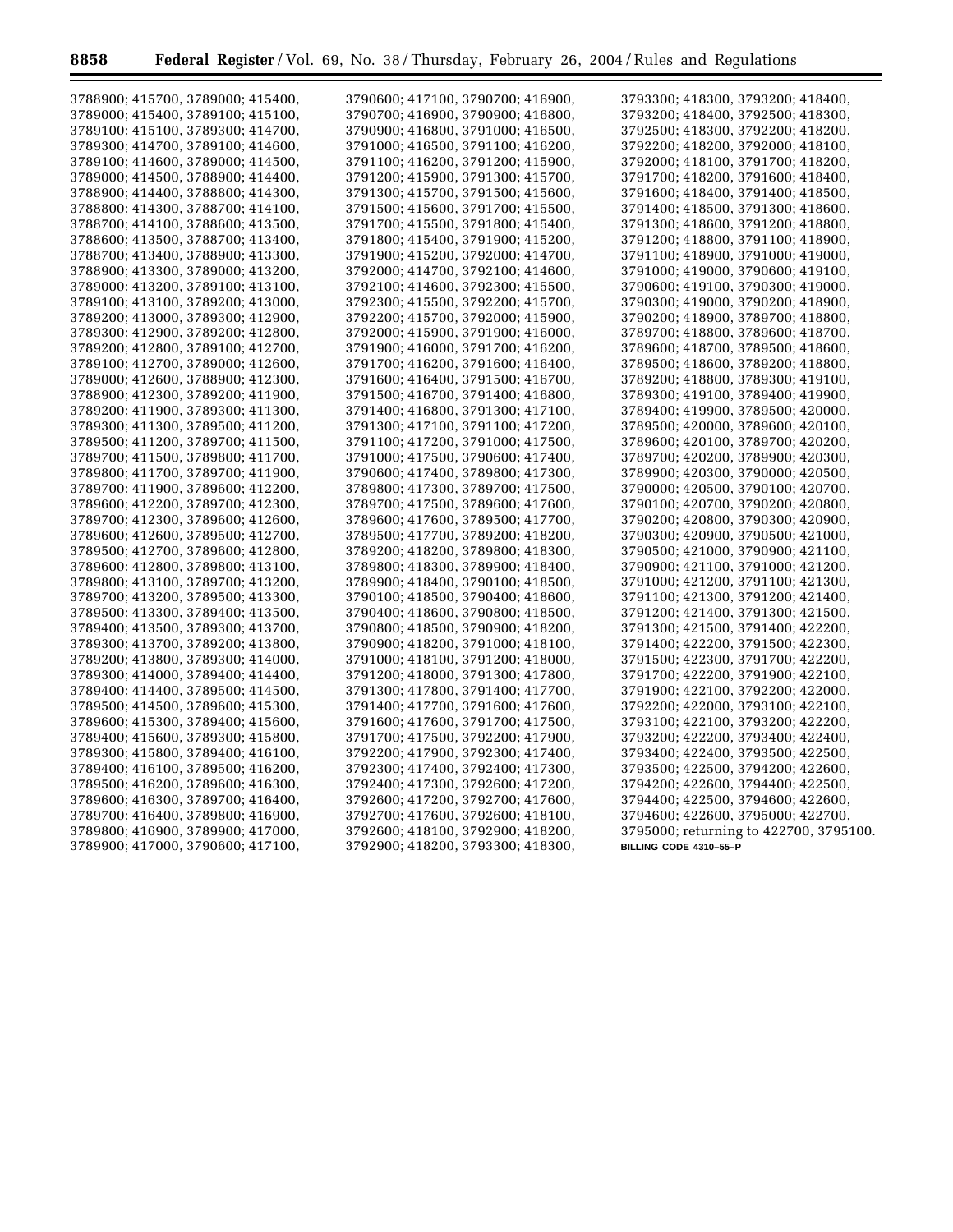3788900; 415700, 3789000; 415400, 3789000; 415400, 3789100; 415100, 3789100; 415100, 3789300; 414700, 3789300; 414700, 3789100; 414600, 3789100; 414600, 3789000; 414500, 3789000; 414500, 3788900; 414400, 3788900; 414400, 3788800; 414300, 3788800; 414300, 3788700; 414100, 3788700; 414100, 3788600; 413500, 3788600; 413500, 3788700; 413400, 3788700; 413400, 3788900; 413300, 3788900; 413300, 3789000; 413200, 3789000; 413200, 3789100; 413100, 3789100; 413100, 3789200; 413000, 3789200; 413000, 3789300; 412900, 3789300; 412900, 3789200; 412800, 3789200; 412800, 3789100; 412700, 3789100; 412700, 3789000; 412600, 3789000; 412600, 3788900; 412300, 3788900; 412300, 3789200; 411900, 3789200; 411900, 3789300; 411300, 3789300; 411300, 3789500; 411200, 3789500; 411200, 3789700; 411500, 3789700; 411500, 3789800; 411700, 3789800; 411700, 3789700; 411900, 3789700; 411900, 3789600; 412200, 3789600; 412200, 3789700; 412300, 3789700; 412300, 3789600; 412600, 3789600; 412600, 3789500; 412700, 3789500; 412700, 3789600; 412800, 3789600; 412800, 3789800; 413100, 3789800; 413100, 3789700; 413200, 3789700; 413200, 3789500; 413300, 3789500; 413300, 3789400; 413500, 3789400; 413500, 3789300; 413700, 3789300; 413700, 3789200; 413800, 3789200; 413800, 3789300; 414000, 3789300; 414000, 3789400; 414400, 3789400; 414400, 3789500; 414500, 3789500; 414500, 3789600; 415300, 3789600; 415300, 3789400; 415600, 3789400; 415600, 3789300; 415800, 3789300; 415800, 3789400; 416100, 3789400; 416100, 3789500; 416200, 3789500; 416200, 3789600; 416300, 3789600; 416300, 3789700; 416400, 3789700; 416400, 3789800; 416900, 3789800; 416900, 3789900; 417000, 3789900; 417000, 3790600; 417100, 3790600; 417100, 3790700; 416900, 3790700; 416900, 3790900; 416800, 3790900; 416800, 3791000; 416500, 3791000; 416500, 3791100; 416200, 3791100; 416200, 3791200; 415900, 3791200; 415900, 3791300; 415700, 3791300; 415700, 3791500; 415600, 3791500; 415600, 3791700; 415500, 3791700; 415500, 3791800; 415400, 3791800; 415400, 3791900; 415200, 3791900; 415200, 3792000; 414700, 3792000; 414700, 3792100; 414600, 3792100; 414600, 3792300; 415500, 3792300; 415500, 3792200; 415700, 3792200; 415700, 3792000; 415900, 3792000; 415900, 3791900; 416000, 3791900; 416000, 3791700; 416200, 3791700; 416200, 3791600; 416400, 3791600; 416400, 3791500; 416700, 3791500; 416700, 3791400; 416800, 3791400; 416800, 3791300; 417100, 3791300; 417100, 3791100; 417200, 3791100; 417200, 3791000; 417500, 3791000; 417500, 3790600; 417400, 3790600; 417400, 3789800; 417300, 3789800; 417300, 3789700; 417500, 3789700; 417500, 3789600; 417600, 3789600; 417600, 3789500; 417700, 3789500; 417700, 3789200; 418200, 3789200; 418200, 3789800; 418300, 3789800; 418300, 3789900; 418400, 3789900; 418400, 3790100; 418500, 3790100; 418500, 3790400; 418600, 3790400; 418600, 3790800; 418500, 3790800; 418500, 3790900; 418200, 3790900; 418200, 3791000; 418100, 3791000; 418100, 3791200; 418000, 3791200; 418000, 3791300; 417800, 3791300; 417800, 3791400; 417700, 3791400; 417700, 3791600; 417600, 3791600; 417600, 3791700; 417500, 3791700; 417500, 3792200; 417900, 3792200; 417900, 3792300; 417400, 3792300; 417400, 3792400; 417300, 3792400; 417300, 3792600; 417200, 3792600; 417200, 3792700; 417600, 3792700; 417600, 3792600; 418100, 3792600; 418100, 3792900; 418200, 3792900; 418200, 3793300; 418300, 3793300; 418300, 3793200; 418400, 3793200; 418400, 3792500; 418300, 3792500; 418300, 3792200; 418200, 3792200; 418200, 3792000; 418100, 3792000; 418100, 3791700; 418200, 3791700; 418200, 3791600; 418400, 3791600; 418400, 3791400; 418500, 3791400; 418500, 3791300; 418600, 3791300; 418600, 3791200; 418800, 3791200; 418800, 3791100; 418900, 3791100; 418900, 3791000; 419000, 3791000; 419000, 3790600; 419100, 3790600; 419100, 3790300; 419000, 3790300; 419000, 3790200; 418900, 3790200; 418900, 3789700; 418800, 3789700; 418800, 3789600; 418700, 3789600; 418700, 3789500; 418600, 3789500; 418600, 3789200; 418800, 3789200; 418800, 3789300; 419100, 3789300; 419100, 3789400; 419900, 3789400; 419900, 3789500; 420000, 3789500; 420000, 3789600; 420100, 3789600; 420100, 3789700; 420200, 3789700; 420200, 3789900; 420300, 3789900; 420300, 3790000; 420500, 3790000; 420500, 3790100; 420700, 3790100; 420700, 3790200; 420800, 3790200; 420800, 3790300; 420900, 3790300; 420900, 3790500; 421000, 3790500; 421000, 3790900; 421100, 3790900; 421100, 3791000; 421200, 3791000; 421200, 3791100; 421300, 3791100; 421300, 3791200; 421400, 3791200; 421400, 3791300; 421500, 3791300; 421500, 3791400; 422200, 3791400; 422200, 3791500; 422300, 3791500; 422300, 3791700; 422200, 3791700; 422200, 3791900; 422100, 3791900; 422100, 3792200; 422000, 3792200; 422000, 3793100; 422100, 3793100; 422100, 3793200; 422200, 3793200; 422200, 3793400; 422400, 3793400; 422400, 3793500; 422500, 3793500; 422500, 3794200; 422600, 3794200; 422600, 3794400; 422500, 3794400; 422500, 3794600; 422600, 3794600; 422600, 3795000; 422700, 3795000; returning to 422700, 3795100.

BILLING CODE 4310–55–P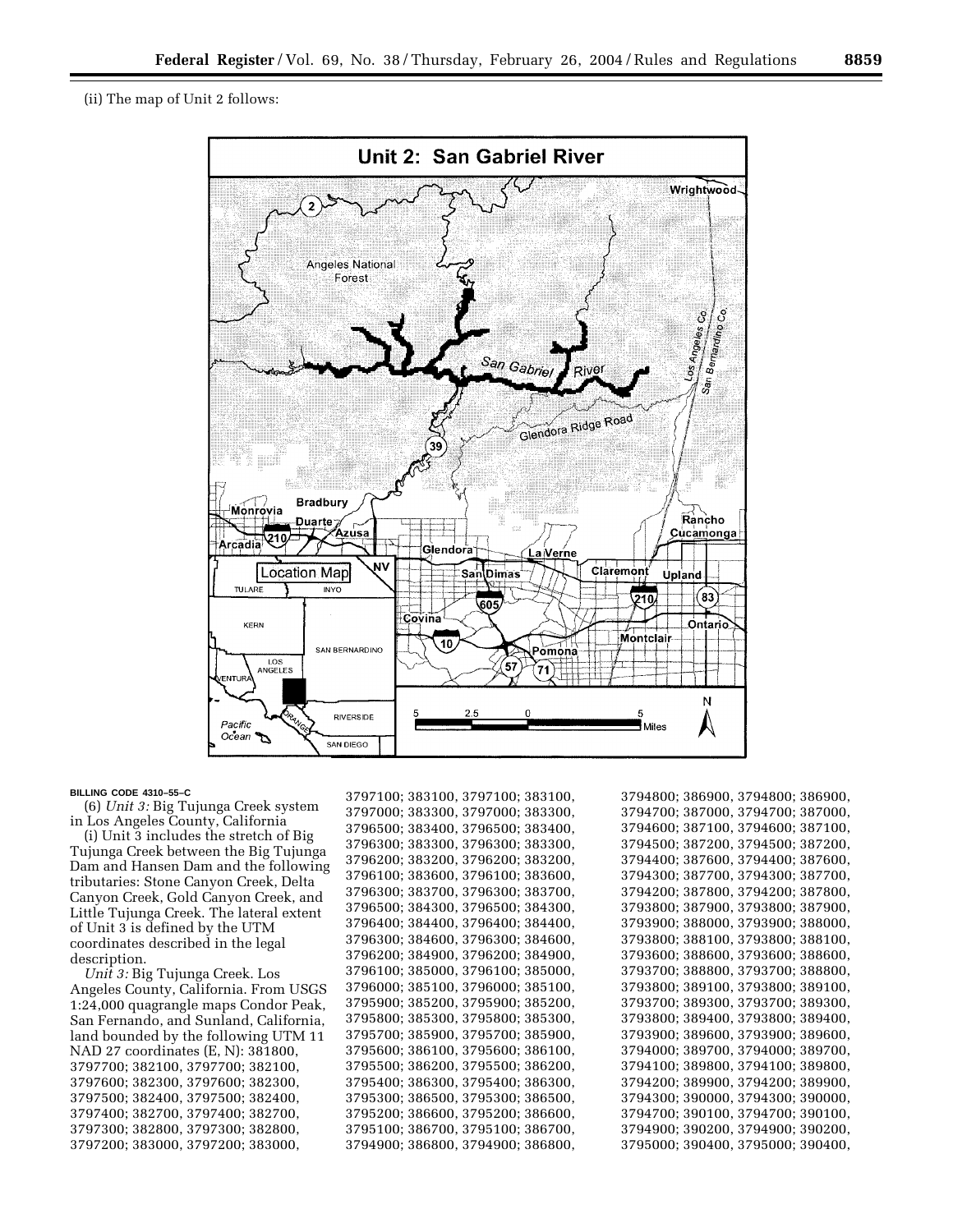(ii) The map of Unit 2 follows:

BILLING CODE 4310–55–C

(6) *Unit 3:* Big Tujunga Creek system in Los Angeles County, California

(i) Unit 3 includes the stretch of Big Tujunga Creek between the Big Tujunga Dam and Hansen Dam and the following tributaries: Stone Canyon Creek, Delta Canyon Creek, Gold Canyon Creek, and Little Tujunga Creek. The lateral extent of Unit 3 is defined by the UTM coordinates described in the legal description.

*Unit 3:* Big Tujunga Creek. Los Angeles County, California. From USGS 1:24,000 quagrangle maps Condor Peak, San Fernando, and Sunland, California, land bounded by the following UTM 11 NAD 27 coordinates (E, N): 381800, 3797700; 382100, 3797700; 382100, 3797600; 382300, 3797600; 382300, 3797500; 382400, 3797500; 382400, 3797400; 382700, 3797400; 382700, 3797300; 382800, 3797300; 382800, 3797200; 383000, 3797200; 383000, 3797100; 383100, 3797100; 383100, 3797000; 383300, 3797000; 383300, 3796500; 383400, 3796500; 383400, 3796300; 383300, 3796300; 383300, 3796200; 383200, 3796200; 383200, 3796100; 383600, 3796100; 383600, 3796300; 383700, 3796300; 383700, 3796500; 384300, 3796500; 384300, 3796400; 384400, 3796400; 384400, 3796300; 384600, 3796300; 384600, 3796200; 384900, 3796200; 384900, 3796100; 385000, 3796100; 385000, 3796000; 385100, 3796000; 385100, 3795900; 385200, 3795900; 385200, 3795800; 385300, 3795800; 385300, 3795700; 385900, 3795700; 385900, 3795600; 386100, 3795600; 386100, 3795500; 386200, 3795500; 386200, 3795400; 386300, 3795400; 386300, 3795300; 386500, 3795300; 386500, 3795200; 386600, 3795200; 386600, 3795100; 386700, 3795100; 386700, 3794900; 386800, 3794900; 386800, 3794800; 386900, 3794800; 386900, 3794700; 387000, 3794700; 387000, 3794600; 387100, 3794600; 387100, 3794500; 387200, 3794500; 387200, 3794400; 387600, 3794400; 387600, 3794300; 387700, 3794300; 387700, 3794200; 387800, 3794200; 387800, 3793800; 387900, 3793800; 387900, 3793900; 388000, 3793900; 388000, 3793800; 388100, 3793800; 388100, 3793600; 388600, 3793600; 388600, 3793700; 388800, 3793700; 388800, 3793800; 389100, 3793800; 389100, 3793700; 389300, 3793700; 389300, 3793800; 389400, 3793800; 389400, 3793900; 389600, 3793900; 389600, 3794000; 389700, 3794000; 389700, 3794100; 389800, 3794100; 389800, 3794200; 389900, 3794200; 389900, 3794300; 390000, 3794300; 390000, 3794700; 390100, 3794700; 390100, 3794900; 390200, 3794900; 390200, 3795000; 390400, 3795000; 390400,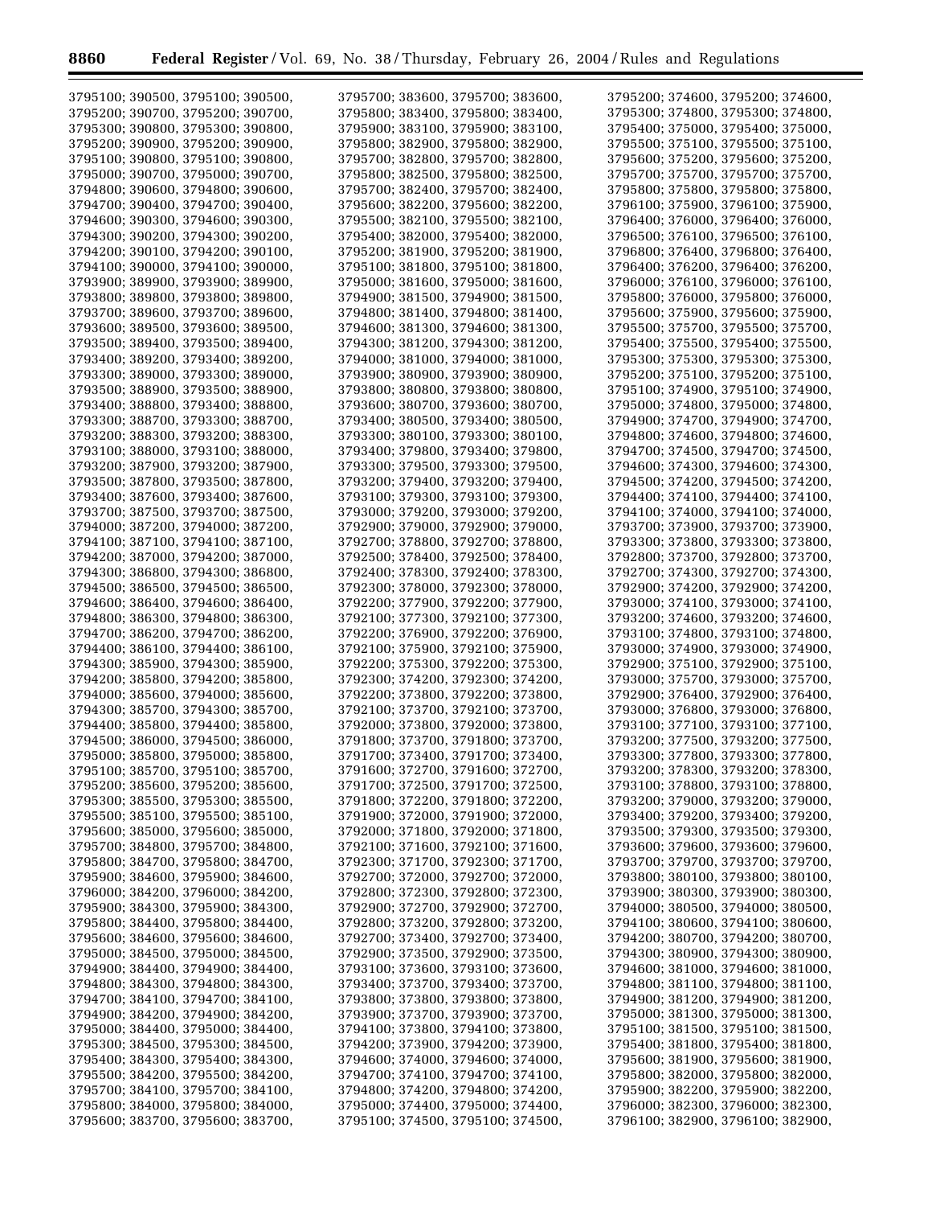3795100; 390500, 3795100; 390500,
3795200; 390700, 3795200; 390700,
3795300; 390800, 3795300; 390800,
3795200; 390900, 3795200; 390900,
3795100; 390800, 3795100; 390800,
3795000; 390700, 3795000; 390700,
3794800; 390600, 3794800; 390600,
3794700; 390400, 3794700; 390400,
3794600; 390300, 3794600; 390300,
3794300; 390200, 3794300; 390200,
3794200; 390100, 3794200; 390100,
3794100; 390000, 3794100; 390000,
3793900; 389900, 3793900; 389900,
3793800; 389800, 3793800; 389800,
3793700; 389600, 3793700; 389600,
3793600; 389500, 3793600; 389500,
3793500; 389400, 3793500; 389400,
3793400; 389200, 3793400; 389200,
3793300; 389000, 3793300; 389000,
3793500; 388900, 3793500; 388900,
3793400; 388800, 3793400; 388800,
3793300; 388700, 3793300; 388700,
3793200; 388300, 3793200; 388300,
3793100; 388000, 3793100; 388000,
3793200; 387900, 3793200; 387900,
3793500; 387800, 3793500; 387800,
3793400; 387600, 3793400; 387600,
3793700; 387500, 3793700; 387500,
3794000; 387200, 3794000; 387200,
3794100; 387100, 3794100; 387100,
3794200; 387000, 3794200; 387000,
3794300; 386800, 3794300; 386800,
3794500; 386500, 3794500; 386500,
3794600; 386400, 3794600; 386400,
3794800; 386300, 3794800; 386300,
3794700; 386200, 3794700; 386200,
3794400; 386100, 3794400; 386100,
3794300; 385900, 3794300; 385900,
3794200; 385800, 3794200; 385800,
3794000; 385600, 3794000; 385600,
3794300; 385700, 3794300; 385700,
3794400; 385800, 3794400; 385800,
3794500; 386000, 3794500; 386000,
3795000; 385800, 3795000; 385800,
3795100; 385700, 3795100; 385700,
3795200; 385600, 3795200; 385600,
3795300; 385500, 3795300; 385500,
3795500; 385100, 3795500; 385100,
3795600; 385000, 3795600; 385000,
3795700; 384800, 3795700; 384800,
3795800; 384700, 3795800; 384700,
3795900; 384600, 3795900; 384600,
3796000; 384200, 3796000; 384200,
3795900; 384300, 3795900; 384300,
3795800; 384400, 3795800; 384400,
3795600; 384600, 3795600; 384600,
3795000; 384500, 3795000; 384500,
3794900; 384400, 3794900; 384400,
3794800; 384300, 3794800; 384300,
3794700; 384100, 3794700; 384100,
3794900; 384200, 3794900; 384200,
3795000; 384400, 3795000; 384400,
3795300; 384500, 3795300; 384500,
3795400; 384300, 3795400; 384300,
3795500; 384200, 3795500; 384200,
3795700; 384100, 3795700; 384100,
3795800; 384000, 3795800; 384000,
3795600; 383700, 3795600; 383700,
3795700; 383600, 3795700; 383600,
3795800; 383400, 3795800; 383400,
3795900; 383100, 3795900; 383100,
3795800; 382900, 3795800; 382900,
3795700; 382800, 3795700; 382800,
3795800; 382500, 3795800; 382500,
3795700; 382400, 3795700; 382400,
3795600; 382200, 3795600; 382200,
3795500; 382100, 3795500; 382100,
3795400; 382000, 3795400; 382000,
3795200; 381900, 3795200; 381900,
3795100; 381800, 3795100; 381800,
3795000; 381600, 3795000; 381600,
3794900; 381500, 3794900; 381500,
3794800; 381400, 3794800; 381400,
3794600; 381300, 3794600; 381300,
3794300; 381200, 3794300; 381200,
3794000; 381000, 3794000; 381000,
3793900; 380900, 3793900; 380900,
3793800; 380800, 3793800; 380800,
3793600; 380700, 3793600; 380700,
3793400; 380500, 3793400; 380500,
3793300; 380100, 3793300; 380100,
3793400; 379800, 3793400; 379800,
3793300; 379500, 3793300; 379500,
3793200; 379400, 3793200; 379400,
3793100; 379300, 3793100; 379300,
3793000; 379200, 3793000; 379200,
3792900; 379000, 3792900; 379000,
3792700; 378800, 3792700; 378800,
3792500; 378400, 3792500; 378400,
3792400; 378300, 3792400; 378300,
3792300; 378000, 3792300; 378000,
3792200; 377900, 3792200; 377900,
3792100; 377300, 3792100; 377300,
3792200; 376900, 3792200; 376900,
3792100; 375900, 3792100; 375900,
3792200; 375300, 3792200; 375300,
3792300; 374200, 3792300; 374200,
3792200; 373800, 3792200; 373800,
3792100; 373700, 3792100; 373700,
3792000; 373800, 3792000; 373800,
3791800; 373700, 3791800; 373700,
3791700; 373400, 3791700; 373400,
3791600; 372700, 3791600; 372700,
3791700; 372500, 3791700; 372500,
3791800; 372200, 3791800; 372200,
3791900; 372000, 3791900; 372000,
3792000; 371800, 3792000; 371800,
3792100; 371600, 3792100; 371600,
3792300; 371700, 3792300; 371700,
3792700; 372000, 3792700; 372000,
3792800; 372300, 3792800; 372300,
3792900; 372700, 3792900; 372700,
3792800; 373200, 3792800; 373200,
3792700; 373400, 3792700; 373400,
3792900; 373500, 3792900; 373500,
3793100; 373600, 3793100; 373600,
3793400; 373700, 3793400; 373700,
3793800; 373800, 3793800; 373800,
3793900; 373700, 3793900; 373700,
3794100; 373800, 3794100; 373800,
3794200; 373900, 3794200; 373900,
3794600; 374000, 3794600; 374000,
3794700; 374100, 3794700; 374100,
3794800; 374200, 3794800; 374200,
3795000; 374400, 3795000; 374400,
3795100; 374500, 3795100; 374500,
3795200; 374600, 3795200; 374600,
3795300; 374800, 3795300; 374800,
3795400; 375000, 3795400; 375000,
3795500; 375100, 3795500; 375100,
3795600; 375200, 3795600; 375200,
3795700; 375700, 3795700; 375700,
3795800; 375800, 3795800; 375800,
3796100; 375900, 3796100; 375900,
3796400; 376000, 3796400; 376000,
3796500; 376100, 3796500; 376100,
3796800; 376400, 3796800; 376400,
3796400; 376200, 3796400; 376200,
3796000; 376100, 3796000; 376100,
3795800; 376000, 3795800; 376000,
3795600; 375900, 3795600; 375900,
3795500; 375700, 3795500; 375700,
3795400; 375500, 3795400; 375500,
3795300; 375300, 3795300; 375300,
3795200; 375100, 3795200; 375100,
3795100; 374900, 3795100; 374900,
3795000; 374800, 3795000; 374800,
3794900; 374700, 3794900; 374700,
3794800; 374600, 3794800; 374600,
3794700; 374500, 3794700; 374500,
3794600; 374300, 3794600; 374300,
3794500; 374200, 3794500; 374200,
3794400; 374100, 3794400; 374100,
3794100; 374000, 3794100; 374000,
3793700; 373900, 3793700; 373900,
3793300; 373800, 3793300; 373800,
3792800; 373700, 3792800; 373700,
3792700; 374300, 3792700; 374300,
3792900; 374200, 3792900; 374200,
3793000; 374100, 3793000; 374100,
3793200; 374600, 3793200; 374600,
3793100; 374800, 3793100; 374800,
3793000; 374900, 3793000; 374900,
3792900; 375100, 3792900; 375100,
3793000; 375700, 3793000; 375700,
3792900; 376400, 3792900; 376400,
3793000; 376800, 3793000; 376800,
3793100; 377100, 3793100; 377100,
3793200; 377500, 3793200; 377500,
3793300; 377800, 3793300; 377800,
3793200; 378300, 3793200; 378300,
3793100; 378800, 3793100; 378800,
3793200; 379000, 3793200; 379000,
3793400; 379200, 3793400; 379200,
3793500; 379300, 3793500; 379300,
3793600; 379600, 3793600; 379600,
3793700; 379700, 3793700; 379700,
3793800; 380100, 3793800; 380100,
3793900; 380300, 3793900; 380300,
3794000; 380500, 3794000; 380500,
3794100; 380600, 3794100; 380600,
3794200; 380700, 3794200; 380700,
3794300; 380900, 3794300; 380900,
3794600; 381000, 3794600; 381000,
3794800; 381100, 3794800; 381100,
3794900; 381200, 3794900; 381200,
3795000; 381300, 3795000; 381300,
3795100; 381500, 3795100; 381500,
3795400; 381800, 3795400; 381800,
3795600; 381900, 3795600; 381900,
3795800; 382000, 3795800; 382000,
3795900; 382200, 3795900; 382200,
3796000; 382300, 3796000; 382300,
3796100; 382900, 3796100; 382900,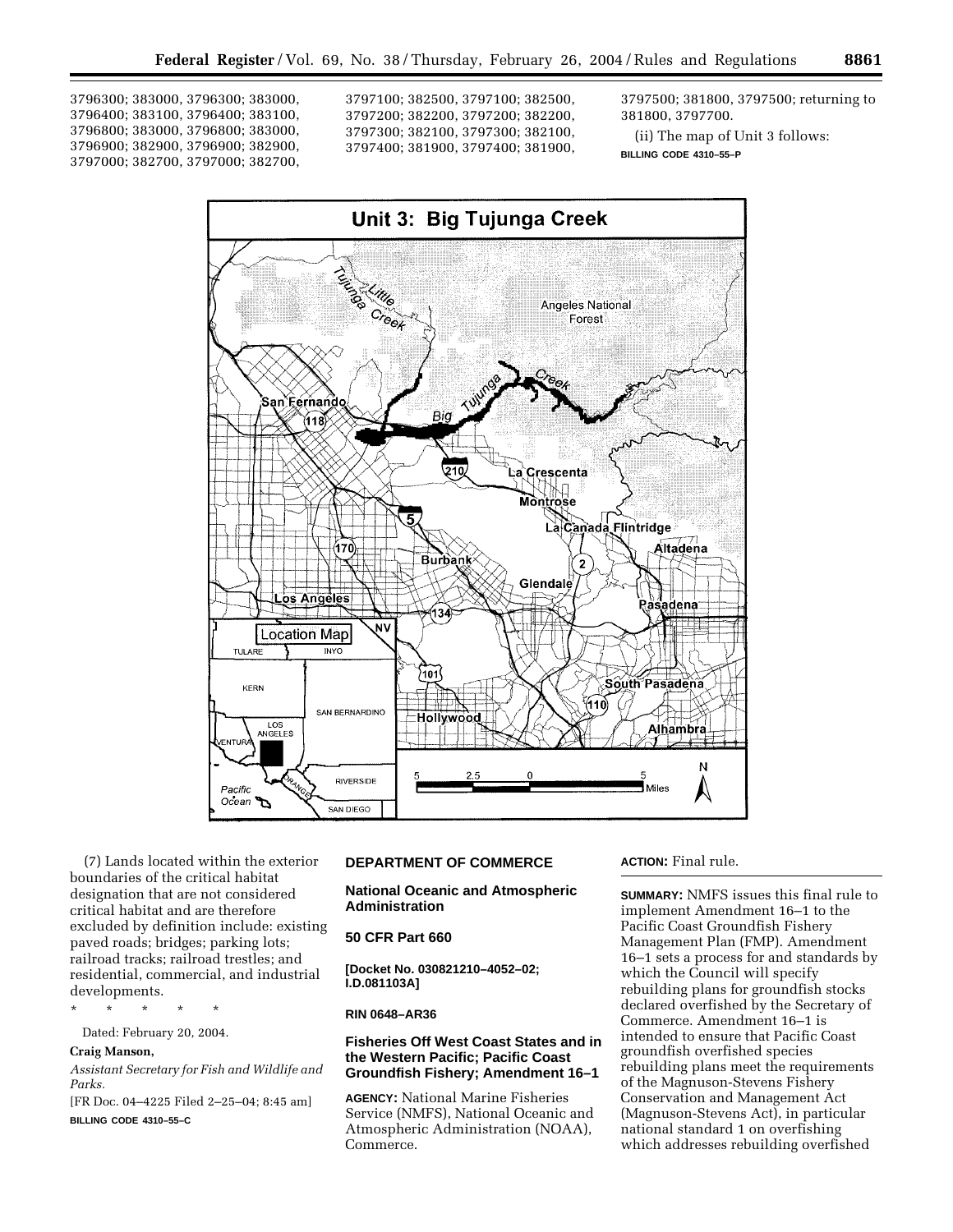3796300; 383000, 3796300; 383000, 3796400; 383100, 3796400; 383100, 3796800; 383000, 3796800; 383000, 3796900; 382900, 3796900; 382900, 3797000; 382700, 3797000; 382700, 3797100; 382500, 3797100; 382500, 3797200; 382200, 3797200; 382200, 3797300; 382100, 3797300; 382100, 3797400; 381900, 3797400; 381900, 3797500; 381800, 3797500; returning to 381800, 3797700.

(ii) The map of Unit 3 follows:

BILLING CODE 4310–55–P

Unit 3: Big Tujunga Creek

Little Tujunga Creek
Angeles National Forest
Big Tujunga Creek
San Fernando
118
210
La Crescenta
Montrose
5
La Canada Flintridge
Altadena
170
Burbank
2
Glendale
Los Angeles
Pasadena
134
Location Map
NV
TULARE
INYO
KERN
SAN BERNARDINO
LOS ANGELES
VENTURA
ORANGE
RIVERSIDE
SAN DIEGO
Pacific Ocean
101
South Pasadena
110
Hollywood
Alhambra
5 2.5 0 5 Miles
N

(7) Lands located within the exterior boundaries of the critical habitat designation that are not considered critical habitat and are therefore excluded by definition include: existing paved roads; bridges; parking lots; railroad tracks; railroad trestles; and residential, commercial, and industrial developments.

\* \* \* \* \*

Dated: February 20, 2004.

**Craig Manson,**

*Assistant Secretary for Fish and Wildlife and Parks.*

[FR Doc. 04–4225 Filed 2–25–04; 8:45 am]

BILLING CODE 4310–55–C

## DEPARTMENT OF COMMERCE

### National Oceanic and Atmospheric Administration

### 50 CFR Part 660

**[Docket No. 030821210–4052–02; I.D.081103A]**

**RIN 0648–AR36**

### Fisheries Off West Coast States and in the Western Pacific; Pacific Coast Groundfish Fishery; Amendment 16–1

**AGENCY:** National Marine Fisheries Service (NMFS), National Oceanic and Atmospheric Administration (NOAA), Commerce.

**ACTION:** Final rule.

**SUMMARY:** NMFS issues this final rule to implement Amendment 16–1 to the Pacific Coast Groundfish Fishery Management Plan (FMP). Amendment 16–1 sets a process for and standards by which the Council will specify rebuilding plans for groundfish stocks declared overfished by the Secretary of Commerce. Amendment 16–1 is intended to ensure that Pacific Coast groundfish overfished species rebuilding plans meet the requirements of the Magnuson-Stevens Fishery Conservation and Management Act (Magnuson-Stevens Act), in particular national standard 1 on overfishing which addresses rebuilding overfished